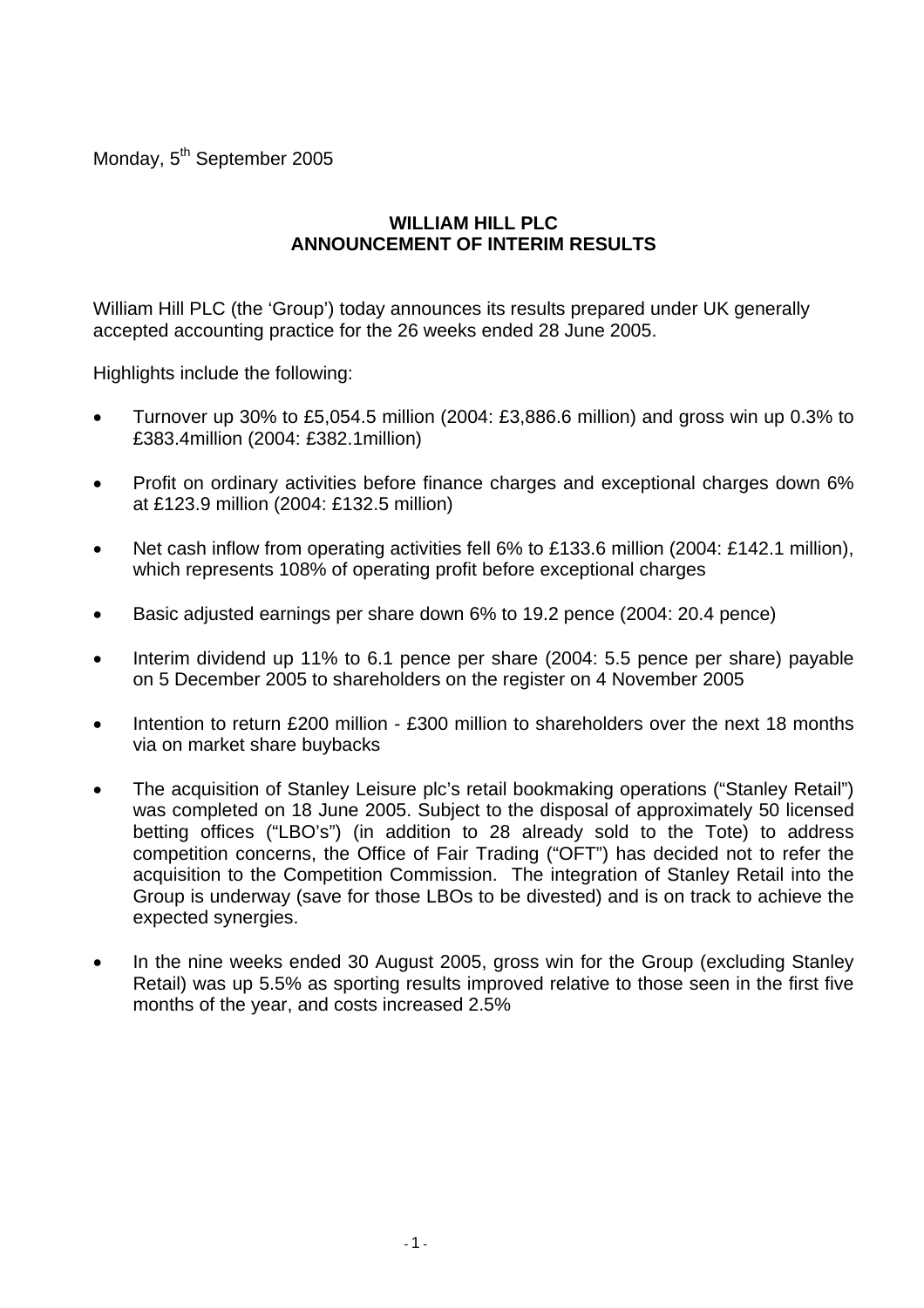Monday, 5th September 2005

# WILLIAM HILL PLC
## ANNOUNCEMENT OF INTERIM RESULTS

William Hill PLC (the 'Group') today announces its results prepared under UK generally accepted accounting practice for the 26 weeks ended 28 June 2005.

Highlights include the following:

- Turnover up 30% to £5,054.5 million (2004: £3,886.6 million) and gross win up 0.3% to £383.4million (2004: £382.1million)
- Profit on ordinary activities before finance charges and exceptional charges down 6% at £123.9 million (2004: £132.5 million)
- Net cash inflow from operating activities fell 6% to £133.6 million (2004: £142.1 million), which represents 108% of operating profit before exceptional charges
- Basic adjusted earnings per share down 6% to 19.2 pence (2004: 20.4 pence)
- Interim dividend up 11% to 6.1 pence per share (2004: 5.5 pence per share) payable on 5 December 2005 to shareholders on the register on 4 November 2005
- Intention to return £200 million - £300 million to shareholders over the next 18 months via on market share buybacks
- The acquisition of Stanley Leisure plc's retail bookmaking operations ("Stanley Retail") was completed on 18 June 2005. Subject to the disposal of approximately 50 licensed betting offices ("LBO's") (in addition to 28 already sold to the Tote) to address competition concerns, the Office of Fair Trading ("OFT") has decided not to refer the acquisition to the Competition Commission. The integration of Stanley Retail into the Group is underway (save for those LBOs to be divested) and is on track to achieve the expected synergies.
- In the nine weeks ended 30 August 2005, gross win for the Group (excluding Stanley Retail) was up 5.5% as sporting results improved relative to those seen in the first five months of the year, and costs increased 2.5%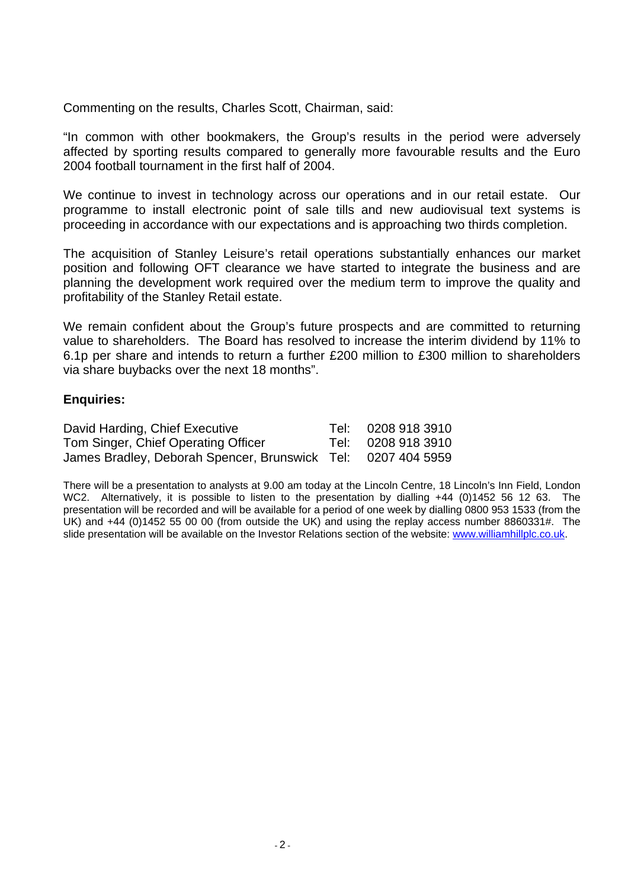Commenting on the results, Charles Scott, Chairman, said:

"In common with other bookmakers, the Group's results in the period were adversely affected by sporting results compared to generally more favourable results and the Euro 2004 football tournament in the first half of 2004.

We continue to invest in technology across our operations and in our retail estate. Our programme to install electronic point of sale tills and new audiovisual text systems is proceeding in accordance with our expectations and is approaching two thirds completion.

The acquisition of Stanley Leisure's retail operations substantially enhances our market position and following OFT clearance we have started to integrate the business and are planning the development work required over the medium term to improve the quality and profitability of the Stanley Retail estate.

We remain confident about the Group's future prospects and are committed to returning value to shareholders. The Board has resolved to increase the interim dividend by 11% to 6.1p per share and intends to return a further £200 million to £300 million to shareholders via share buybacks over the next 18 months".

**Enquiries:**

| | | |
|---|---|---|
| David Harding, Chief Executive | Tel: | 0208 918 3910 |
| Tom Singer, Chief Operating Officer | Tel: | 0208 918 3910 |
| James Bradley, Deborah Spencer, Brunswick | Tel: | 0207 404 5959 |

There will be a presentation to analysts at 9.00 am today at the Lincoln Centre, 18 Lincoln's Inn Field, London WC2. Alternatively, it is possible to listen to the presentation by dialling +44 (0)1452 56 12 63. The presentation will be recorded and will be available for a period of one week by dialling 0800 953 1533 (from the UK) and +44 (0)1452 55 00 00 (from outside the UK) and using the replay access number 8860331#. The slide presentation will be available on the Investor Relations section of the website: www.williamhillplc.co.uk.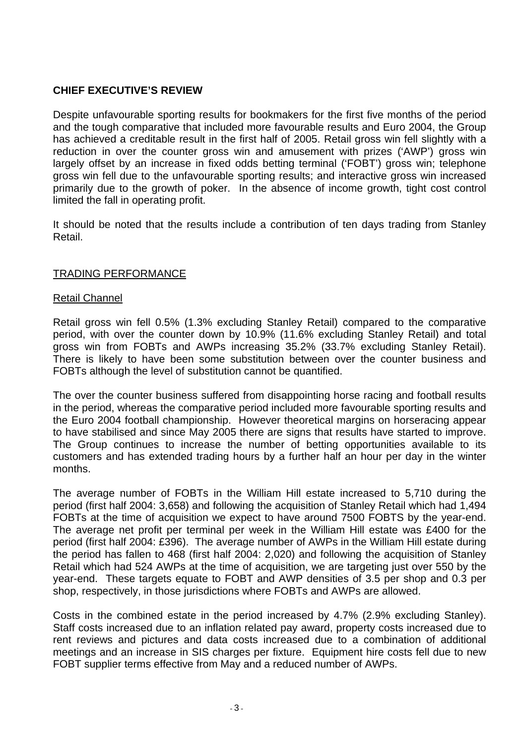## CHIEF EXECUTIVE'S REVIEW

Despite unfavourable sporting results for bookmakers for the first five months of the period and the tough comparative that included more favourable results and Euro 2004, the Group has achieved a creditable result in the first half of 2005. Retail gross win fell slightly with a reduction in over the counter gross win and amusement with prizes ('AWP') gross win largely offset by an increase in fixed odds betting terminal ('FOBT') gross win; telephone gross win fell due to the unfavourable sporting results; and interactive gross win increased primarily due to the growth of poker. In the absence of income growth, tight cost control limited the fall in operating profit.

It should be noted that the results include a contribution of ten days trading from Stanley Retail.

### TRADING PERFORMANCE

#### Retail Channel

Retail gross win fell 0.5% (1.3% excluding Stanley Retail) compared to the comparative period, with over the counter down by 10.9% (11.6% excluding Stanley Retail) and total gross win from FOBTs and AWPs increasing 35.2% (33.7% excluding Stanley Retail). There is likely to have been some substitution between over the counter business and FOBTs although the level of substitution cannot be quantified.

The over the counter business suffered from disappointing horse racing and football results in the period, whereas the comparative period included more favourable sporting results and the Euro 2004 football championship. However theoretical margins on horseracing appear to have stabilised and since May 2005 there are signs that results have started to improve. The Group continues to increase the number of betting opportunities available to its customers and has extended trading hours by a further half an hour per day in the winter months.

The average number of FOBTs in the William Hill estate increased to 5,710 during the period (first half 2004: 3,658) and following the acquisition of Stanley Retail which had 1,494 FOBTs at the time of acquisition we expect to have around 7500 FOBTS by the year-end. The average net profit per terminal per week in the William Hill estate was £400 for the period (first half 2004: £396). The average number of AWPs in the William Hill estate during the period has fallen to 468 (first half 2004: 2,020) and following the acquisition of Stanley Retail which had 524 AWPs at the time of acquisition, we are targeting just over 550 by the year-end. These targets equate to FOBT and AWP densities of 3.5 per shop and 0.3 per shop, respectively, in those jurisdictions where FOBTs and AWPs are allowed.

Costs in the combined estate in the period increased by 4.7% (2.9% excluding Stanley). Staff costs increased due to an inflation related pay award, property costs increased due to rent reviews and pictures and data costs increased due to a combination of additional meetings and an increase in SIS charges per fixture. Equipment hire costs fell due to new FOBT supplier terms effective from May and a reduced number of AWPs.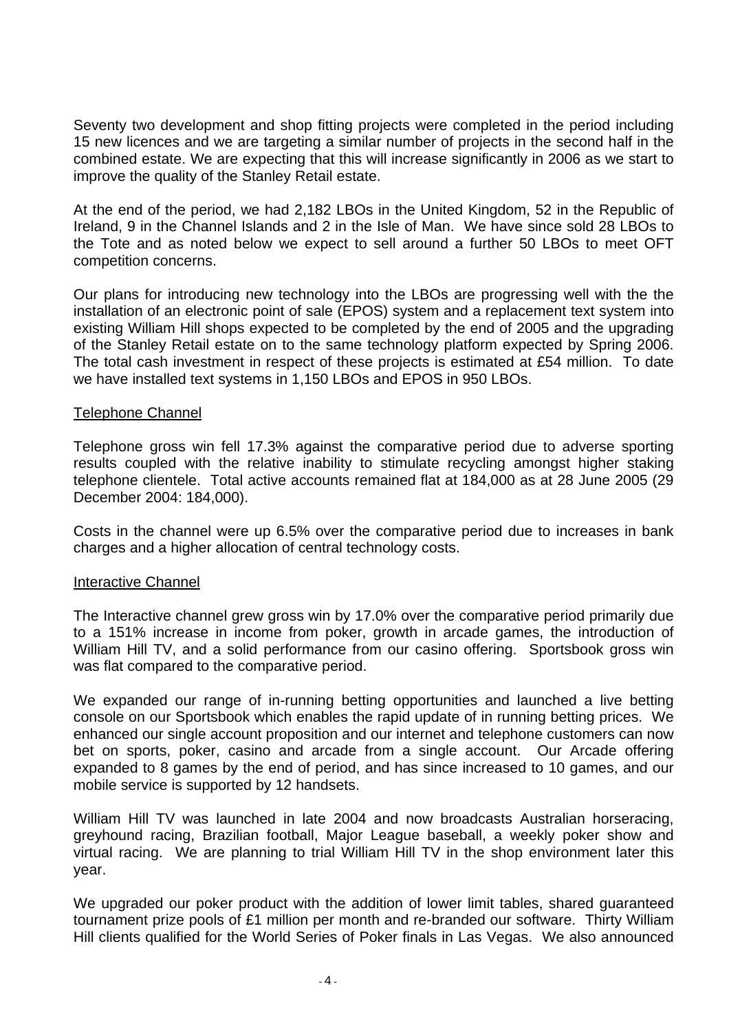Seventy two development and shop fitting projects were completed in the period including 15 new licences and we are targeting a similar number of projects in the second half in the combined estate. We are expecting that this will increase significantly in 2006 as we start to improve the quality of the Stanley Retail estate.

At the end of the period, we had 2,182 LBOs in the United Kingdom, 52 in the Republic of Ireland, 9 in the Channel Islands and 2 in the Isle of Man. We have since sold 28 LBOs to the Tote and as noted below we expect to sell around a further 50 LBOs to meet OFT competition concerns.

Our plans for introducing new technology into the LBOs are progressing well with the the installation of an electronic point of sale (EPOS) system and a replacement text system into existing William Hill shops expected to be completed by the end of 2005 and the upgrading of the Stanley Retail estate on to the same technology platform expected by Spring 2006. The total cash investment in respect of these projects is estimated at £54 million. To date we have installed text systems in 1,150 LBOs and EPOS in 950 LBOs.

Telephone Channel

Telephone gross win fell 17.3% against the comparative period due to adverse sporting results coupled with the relative inability to stimulate recycling amongst higher staking telephone clientele. Total active accounts remained flat at 184,000 as at 28 June 2005 (29 December 2004: 184,000).

Costs in the channel were up 6.5% over the comparative period due to increases in bank charges and a higher allocation of central technology costs.

Interactive Channel

The Interactive channel grew gross win by 17.0% over the comparative period primarily due to a 151% increase in income from poker, growth in arcade games, the introduction of William Hill TV, and a solid performance from our casino offering. Sportsbook gross win was flat compared to the comparative period.

We expanded our range of in-running betting opportunities and launched a live betting console on our Sportsbook which enables the rapid update of in running betting prices. We enhanced our single account proposition and our internet and telephone customers can now bet on sports, poker, casino and arcade from a single account. Our Arcade offering expanded to 8 games by the end of period, and has since increased to 10 games, and our mobile service is supported by 12 handsets.

William Hill TV was launched in late 2004 and now broadcasts Australian horseracing, greyhound racing, Brazilian football, Major League baseball, a weekly poker show and virtual racing. We are planning to trial William Hill TV in the shop environment later this year.

We upgraded our poker product with the addition of lower limit tables, shared guaranteed tournament prize pools of £1 million per month and re-branded our software. Thirty William Hill clients qualified for the World Series of Poker finals in Las Vegas. We also announced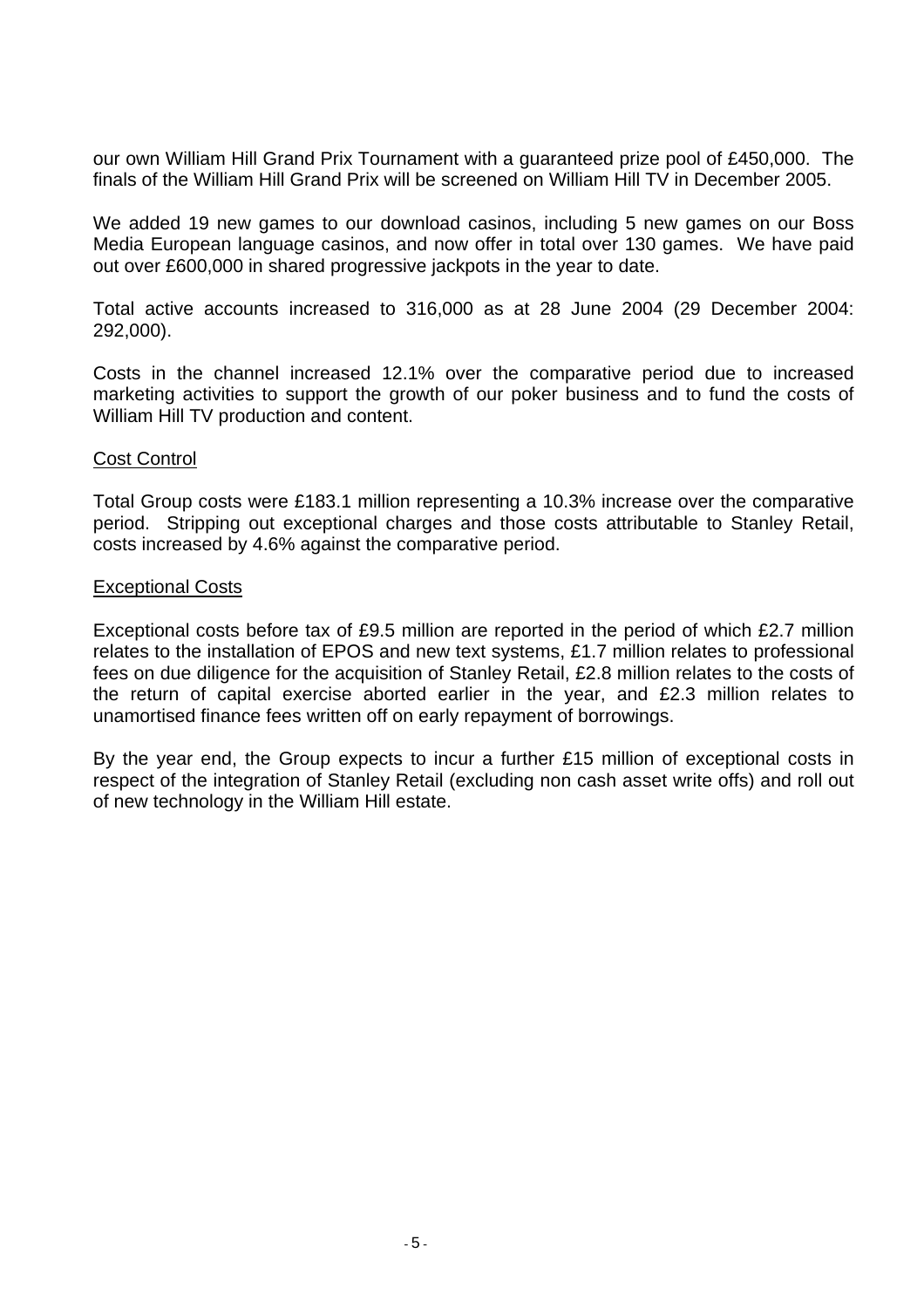our own William Hill Grand Prix Tournament with a guaranteed prize pool of £450,000. The finals of the William Hill Grand Prix will be screened on William Hill TV in December 2005.

We added 19 new games to our download casinos, including 5 new games on our Boss Media European language casinos, and now offer in total over 130 games. We have paid out over £600,000 in shared progressive jackpots in the year to date.

Total active accounts increased to 316,000 as at 28 June 2004 (29 December 2004: 292,000).

Costs in the channel increased 12.1% over the comparative period due to increased marketing activities to support the growth of our poker business and to fund the costs of William Hill TV production and content.

## Cost Control

Total Group costs were £183.1 million representing a 10.3% increase over the comparative period. Stripping out exceptional charges and those costs attributable to Stanley Retail, costs increased by 4.6% against the comparative period.

## Exceptional Costs

Exceptional costs before tax of £9.5 million are reported in the period of which £2.7 million relates to the installation of EPOS and new text systems, £1.7 million relates to professional fees on due diligence for the acquisition of Stanley Retail, £2.8 million relates to the costs of the return of capital exercise aborted earlier in the year, and £2.3 million relates to unamortised finance fees written off on early repayment of borrowings.

By the year end, the Group expects to incur a further £15 million of exceptional costs in respect of the integration of Stanley Retail (excluding non cash asset write offs) and roll out of new technology in the William Hill estate.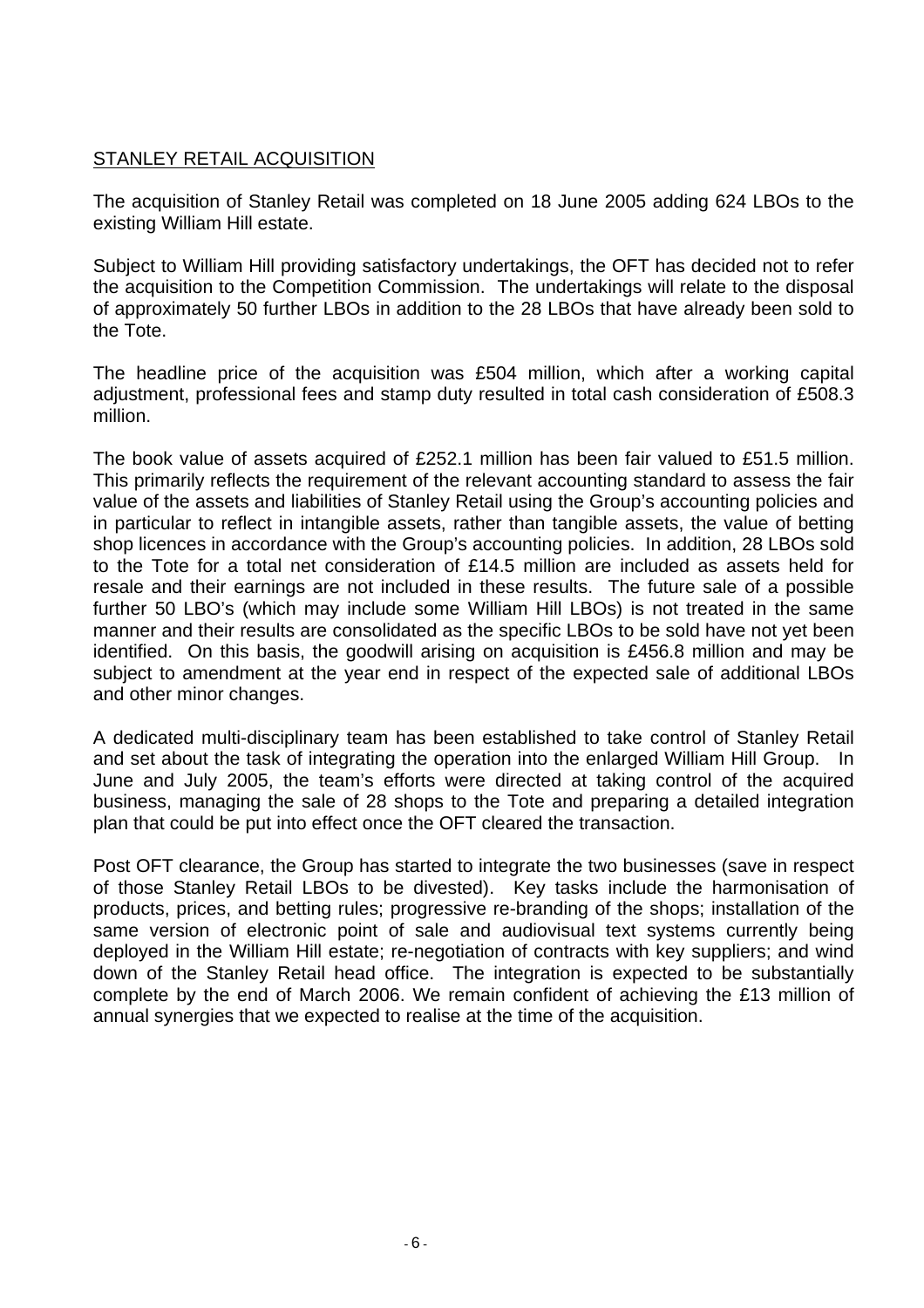## STANLEY RETAIL ACQUISITION

The acquisition of Stanley Retail was completed on 18 June 2005 adding 624 LBOs to the existing William Hill estate.

Subject to William Hill providing satisfactory undertakings, the OFT has decided not to refer the acquisition to the Competition Commission. The undertakings will relate to the disposal of approximately 50 further LBOs in addition to the 28 LBOs that have already been sold to the Tote.

The headline price of the acquisition was £504 million, which after a working capital adjustment, professional fees and stamp duty resulted in total cash consideration of £508.3 million.

The book value of assets acquired of £252.1 million has been fair valued to £51.5 million. This primarily reflects the requirement of the relevant accounting standard to assess the fair value of the assets and liabilities of Stanley Retail using the Group's accounting policies and in particular to reflect in intangible assets, rather than tangible assets, the value of betting shop licences in accordance with the Group's accounting policies. In addition, 28 LBOs sold to the Tote for a total net consideration of £14.5 million are included as assets held for resale and their earnings are not included in these results. The future sale of a possible further 50 LBO's (which may include some William Hill LBOs) is not treated in the same manner and their results are consolidated as the specific LBOs to be sold have not yet been identified. On this basis, the goodwill arising on acquisition is £456.8 million and may be subject to amendment at the year end in respect of the expected sale of additional LBOs and other minor changes.

A dedicated multi-disciplinary team has been established to take control of Stanley Retail and set about the task of integrating the operation into the enlarged William Hill Group. In June and July 2005, the team's efforts were directed at taking control of the acquired business, managing the sale of 28 shops to the Tote and preparing a detailed integration plan that could be put into effect once the OFT cleared the transaction.

Post OFT clearance, the Group has started to integrate the two businesses (save in respect of those Stanley Retail LBOs to be divested). Key tasks include the harmonisation of products, prices, and betting rules; progressive re-branding of the shops; installation of the same version of electronic point of sale and audiovisual text systems currently being deployed in the William Hill estate; re-negotiation of contracts with key suppliers; and wind down of the Stanley Retail head office. The integration is expected to be substantially complete by the end of March 2006. We remain confident of achieving the £13 million of annual synergies that we expected to realise at the time of the acquisition.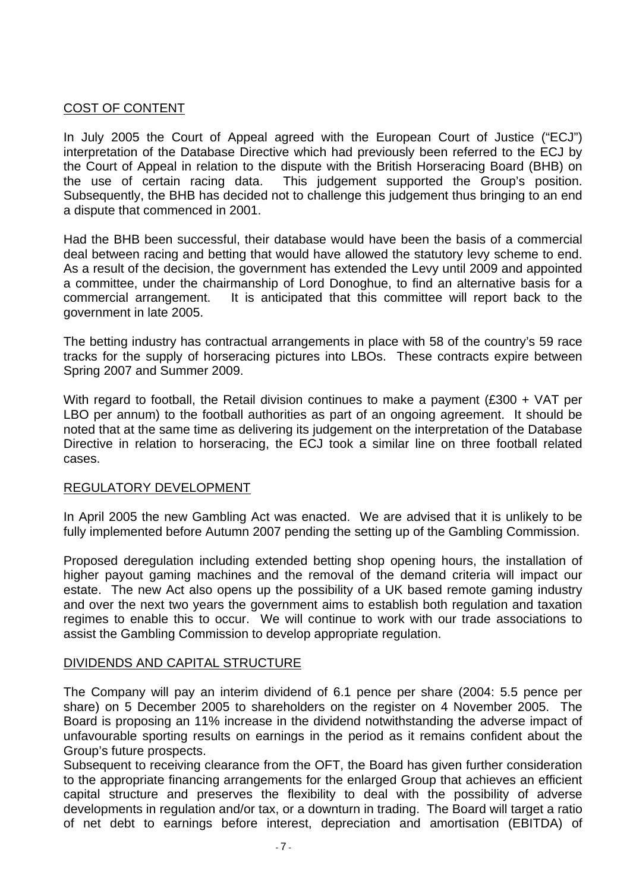## COST OF CONTENT

In July 2005 the Court of Appeal agreed with the European Court of Justice ("ECJ") interpretation of the Database Directive which had previously been referred to the ECJ by the Court of Appeal in relation to the dispute with the British Horseracing Board (BHB) on the use of certain racing data. This judgement supported the Group's position. Subsequently, the BHB has decided not to challenge this judgement thus bringing to an end a dispute that commenced in 2001.

Had the BHB been successful, their database would have been the basis of a commercial deal between racing and betting that would have allowed the statutory levy scheme to end. As a result of the decision, the government has extended the Levy until 2009 and appointed a committee, under the chairmanship of Lord Donoghue, to find an alternative basis for a commercial arrangement. It is anticipated that this committee will report back to the government in late 2005.

The betting industry has contractual arrangements in place with 58 of the country's 59 race tracks for the supply of horseracing pictures into LBOs. These contracts expire between Spring 2007 and Summer 2009.

With regard to football, the Retail division continues to make a payment (£300 + VAT per LBO per annum) to the football authorities as part of an ongoing agreement. It should be noted that at the same time as delivering its judgement on the interpretation of the Database Directive in relation to horseracing, the ECJ took a similar line on three football related cases.

## REGULATORY DEVELOPMENT

In April 2005 the new Gambling Act was enacted. We are advised that it is unlikely to be fully implemented before Autumn 2007 pending the setting up of the Gambling Commission.

Proposed deregulation including extended betting shop opening hours, the installation of higher payout gaming machines and the removal of the demand criteria will impact our estate. The new Act also opens up the possibility of a UK based remote gaming industry and over the next two years the government aims to establish both regulation and taxation regimes to enable this to occur. We will continue to work with our trade associations to assist the Gambling Commission to develop appropriate regulation.

## DIVIDENDS AND CAPITAL STRUCTURE

The Company will pay an interim dividend of 6.1 pence per share (2004: 5.5 pence per share) on 5 December 2005 to shareholders on the register on 4 November 2005. The Board is proposing an 11% increase in the dividend notwithstanding the adverse impact of unfavourable sporting results on earnings in the period as it remains confident about the Group's future prospects.

Subsequent to receiving clearance from the OFT, the Board has given further consideration to the appropriate financing arrangements for the enlarged Group that achieves an efficient capital structure and preserves the flexibility to deal with the possibility of adverse developments in regulation and/or tax, or a downturn in trading. The Board will target a ratio of net debt to earnings before interest, depreciation and amortisation (EBITDA) of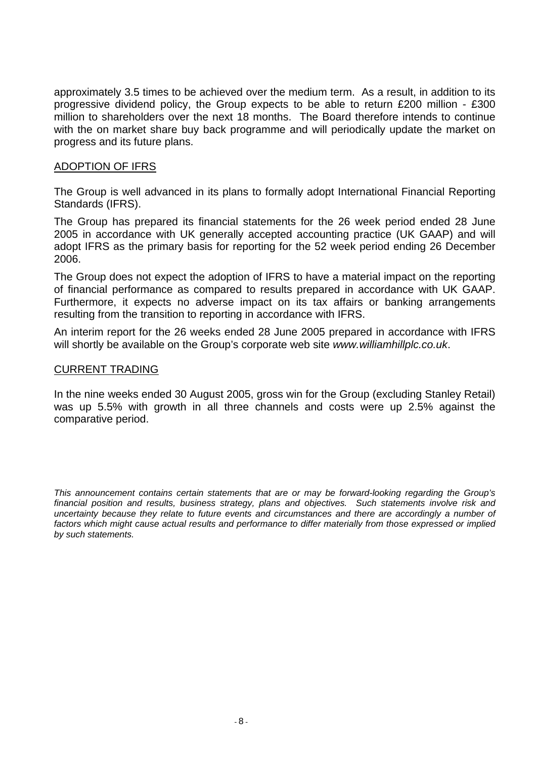approximately 3.5 times to be achieved over the medium term. As a result, in addition to its progressive dividend policy, the Group expects to be able to return £200 million - £300 million to shareholders over the next 18 months. The Board therefore intends to continue with the on market share buy back programme and will periodically update the market on progress and its future plans.

## ADOPTION OF IFRS

The Group is well advanced in its plans to formally adopt International Financial Reporting Standards (IFRS).

The Group has prepared its financial statements for the 26 week period ended 28 June 2005 in accordance with UK generally accepted accounting practice (UK GAAP) and will adopt IFRS as the primary basis for reporting for the 52 week period ending 26 December 2006.

The Group does not expect the adoption of IFRS to have a material impact on the reporting of financial performance as compared to results prepared in accordance with UK GAAP. Furthermore, it expects no adverse impact on its tax affairs or banking arrangements resulting from the transition to reporting in accordance with IFRS.

An interim report for the 26 weeks ended 28 June 2005 prepared in accordance with IFRS will shortly be available on the Group's corporate web site *www.williamhillplc.co.uk*.

## CURRENT TRADING

In the nine weeks ended 30 August 2005, gross win for the Group (excluding Stanley Retail) was up 5.5% with growth in all three channels and costs were up 2.5% against the comparative period.

*This announcement contains certain statements that are or may be forward-looking regarding the Group's financial position and results, business strategy, plans and objectives. Such statements involve risk and uncertainty because they relate to future events and circumstances and there are accordingly a number of factors which might cause actual results and performance to differ materially from those expressed or implied by such statements.*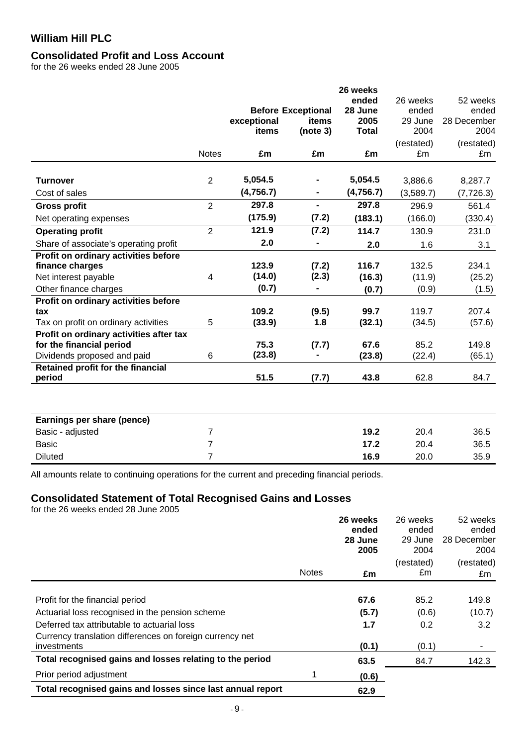# William Hill PLC

## Consolidated Profit and Loss Account

for the 26 weeks ended 28 June 2005

| | Notes | Before exceptional items £m | Exceptional items (note 3) £m | 26 weeks ended 28 June 2005 Total £m | 26 weeks ended 29 June 2004 (restated) £m | 52 weeks ended 28 December 2004 (restated) £m |
|---|---|---|---|---|---|---|
| **Turnover** | 2 | 5,054.5 | - | 5,054.5 | 3,886.6 | 8,287.7 |
| Cost of sales | | (4,756.7) | - | (4,756.7) | (3,589.7) | (7,726.3) |
| **Gross profit** | 2 | 297.8 | - | 297.8 | 296.9 | 561.4 |
| Net operating expenses | | (175.9) | (7.2) | (183.1) | (166.0) | (330.4) |
| **Operating profit** | 2 | 121.9 | (7.2) | 114.7 | 130.9 | 231.0 |
| Share of associate's operating profit | | 2.0 | - | 2.0 | 1.6 | 3.1 |
| **Profit on ordinary activities before finance charges** | | 123.9 | (7.2) | 116.7 | 132.5 | 234.1 |
| Net interest payable | 4 | (14.0) | (2.3) | (16.3) | (11.9) | (25.2) |
| Other finance charges | | (0.7) | - | (0.7) | (0.9) | (1.5) |
| **Profit on ordinary activities before tax** | | 109.2 | (9.5) | 99.7 | 119.7 | 207.4 |
| Tax on profit on ordinary activities | 5 | (33.9) | 1.8 | (32.1) | (34.5) | (57.6) |
| **Profit on ordinary activities after tax for the financial period** | | 75.3 | (7.7) | 67.6 | 85.2 | 149.8 |
| Dividends proposed and paid | 6 | (23.8) | - | (23.8) | (22.4) | (65.1) |
| **Retained profit for the financial period** | | 51.5 | (7.7) | 43.8 | 62.8 | 84.7 |

| **Earnings per share (pence)** | Notes | 26 weeks ended 28 June 2005 | 26 weeks ended 29 June 2004 | 52 weeks ended 28 December 2004 |
|---|---|---|---|---|
| Basic - adjusted | 7 | 19.2 | 20.4 | 36.5 |
| Basic | 7 | 17.2 | 20.4 | 36.5 |
| Diluted | 7 | 16.9 | 20.0 | 35.9 |

All amounts relate to continuing operations for the current and preceding financial periods.

## Consolidated Statement of Total Recognised Gains and Losses

for the 26 weeks ended 28 June 2005

| | Notes | 26 weeks ended 28 June 2005 £m | 26 weeks ended 29 June 2004 (restated) £m | 52 weeks ended 28 December 2004 (restated) £m |
|---|---|---|---|---|
| Profit for the financial period | | 67.6 | 85.2 | 149.8 |
| Actuarial loss recognised in the pension scheme | | (5.7) | (0.6) | (10.7) |
| Deferred tax attributable to actuarial loss | | 1.7 | 0.2 | 3.2 |
| Currency translation differences on foreign currency net investments | | (0.1) | (0.1) | - |
| **Total recognised gains and losses relating to the period** | | 63.5 | 84.7 | 142.3 |
| Prior period adjustment | 1 | (0.6) | | |
| **Total recognised gains and losses since last annual report** | | 62.9 | | |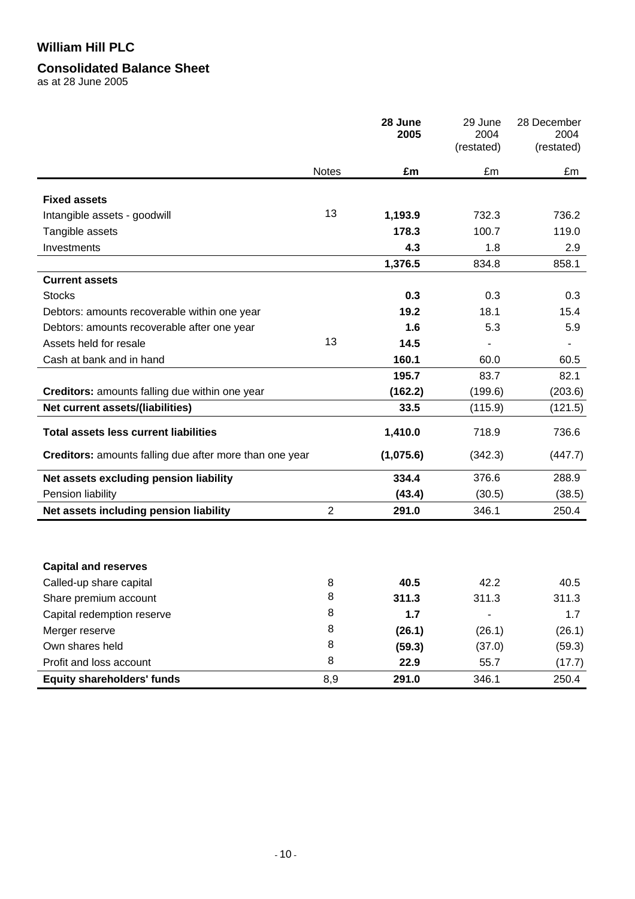# William Hill PLC

## Consolidated Balance Sheet

as at 28 June 2005

| | Notes | **28 June 2005** | 29 June 2004 (restated) | 28 December 2004 (restated) |
|---|---|---|---|---|
| | | **£m** | £m | £m |
| **Fixed assets** | | | | |
| Intangible assets - goodwill | 13 | **1,193.9** | 732.3 | 736.2 |
| Tangible assets | | **178.3** | 100.7 | 119.0 |
| Investments | | **4.3** | 1.8 | 2.9 |
| | | **1,376.5** | 834.8 | 858.1 |
| **Current assets** | | | | |
| Stocks | | **0.3** | 0.3 | 0.3 |
| Debtors: amounts recoverable within one year | | **19.2** | 18.1 | 15.4 |
| Debtors: amounts recoverable after one year | | **1.6** | 5.3 | 5.9 |
| Assets held for resale | 13 | **14.5** | - | - |
| Cash at bank and in hand | | **160.1** | 60.0 | 60.5 |
| | | **195.7** | 83.7 | 82.1 |
| **Creditors:** amounts falling due within one year | | **(162.2)** | (199.6) | (203.6) |
| **Net current assets/(liabilities)** | | **33.5** | (115.9) | (121.5) |
| **Total assets less current liabilities** | | **1,410.0** | 718.9 | 736.6 |
| **Creditors:** amounts falling due after more than one year | | **(1,075.6)** | (342.3) | (447.7) |
| **Net assets excluding pension liability** | | **334.4** | 376.6 | 288.9 |
| Pension liability | | **(43.4)** | (30.5) | (38.5) |
| **Net assets including pension liability** | 2 | **291.0** | 346.1 | 250.4 |
| | | | | |
| **Capital and reserves** | | | | |
| Called-up share capital | 8 | **40.5** | 42.2 | 40.5 |
| Share premium account | 8 | **311.3** | 311.3 | 311.3 |
| Capital redemption reserve | 8 | **1.7** | - | 1.7 |
| Merger reserve | 8 | **(26.1)** | (26.1) | (26.1) |
| Own shares held | 8 | **(59.3)** | (37.0) | (59.3) |
| Profit and loss account | 8 | **22.9** | 55.7 | (17.7) |
| **Equity shareholders' funds** | 8,9 | **291.0** | 346.1 | 250.4 |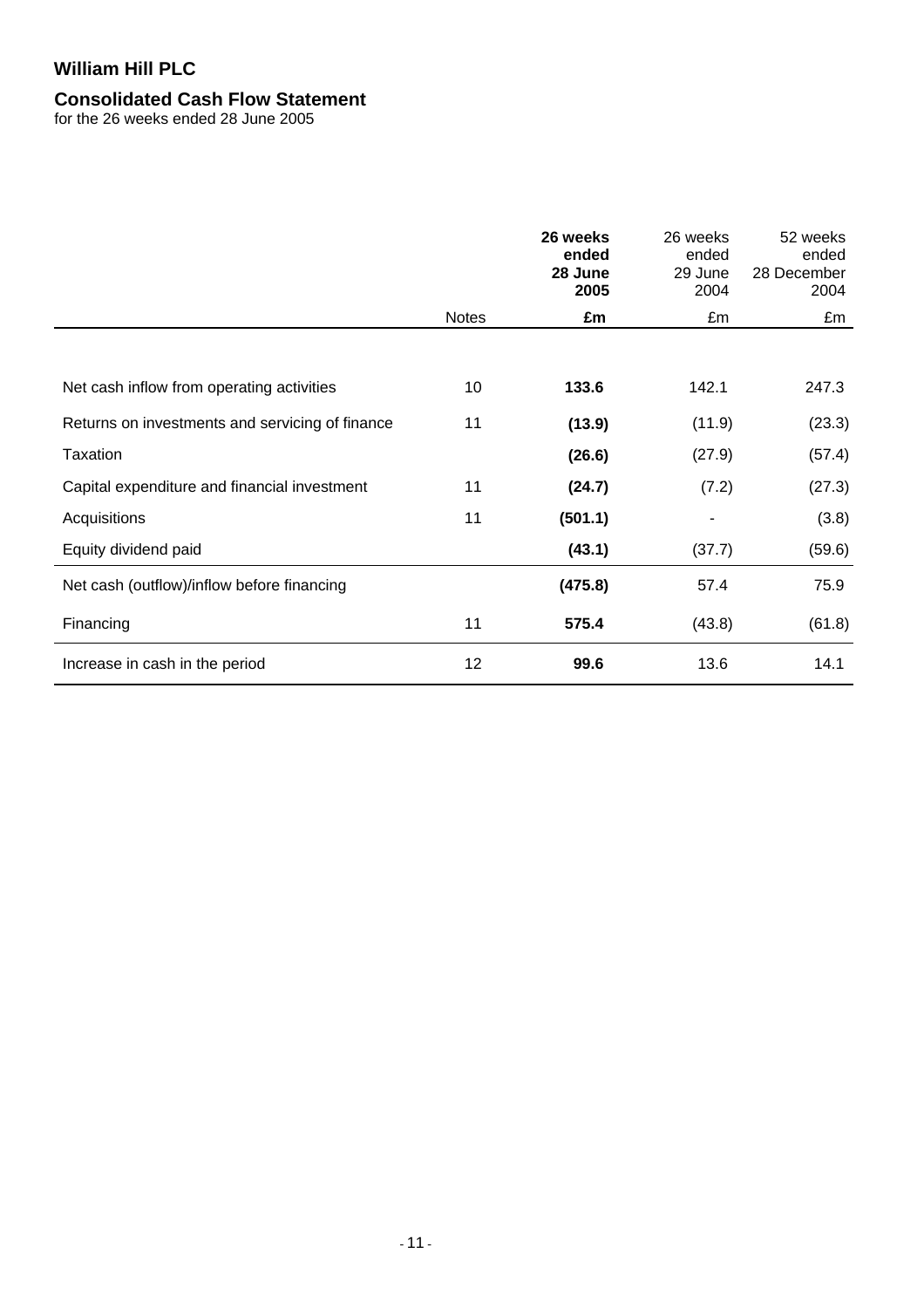# William Hill PLC

## Consolidated Cash Flow Statement

for the 26 weeks ended 28 June 2005

| | Notes | **26 weeks ended 28 June 2005** | 26 weeks ended 29 June 2004 | 52 weeks ended 28 December 2004 |
|---|---|---|---|---|
| | | **£m** | £m | £m |
| Net cash inflow from operating activities | 10 | **133.6** | 142.1 | 247.3 |
| Returns on investments and servicing of finance | 11 | **(13.9)** | (11.9) | (23.3) |
| Taxation | | **(26.6)** | (27.9) | (57.4) |
| Capital expenditure and financial investment | 11 | **(24.7)** | (7.2) | (27.3) |
| Acquisitions | 11 | **(501.1)** | - | (3.8) |
| Equity dividend paid | | **(43.1)** | (37.7) | (59.6) |
| Net cash (outflow)/inflow before financing | | **(475.8)** | 57.4 | 75.9 |
| Financing | 11 | **575.4** | (43.8) | (61.8) |
| Increase in cash in the period | 12 | **99.6** | 13.6 | 14.1 |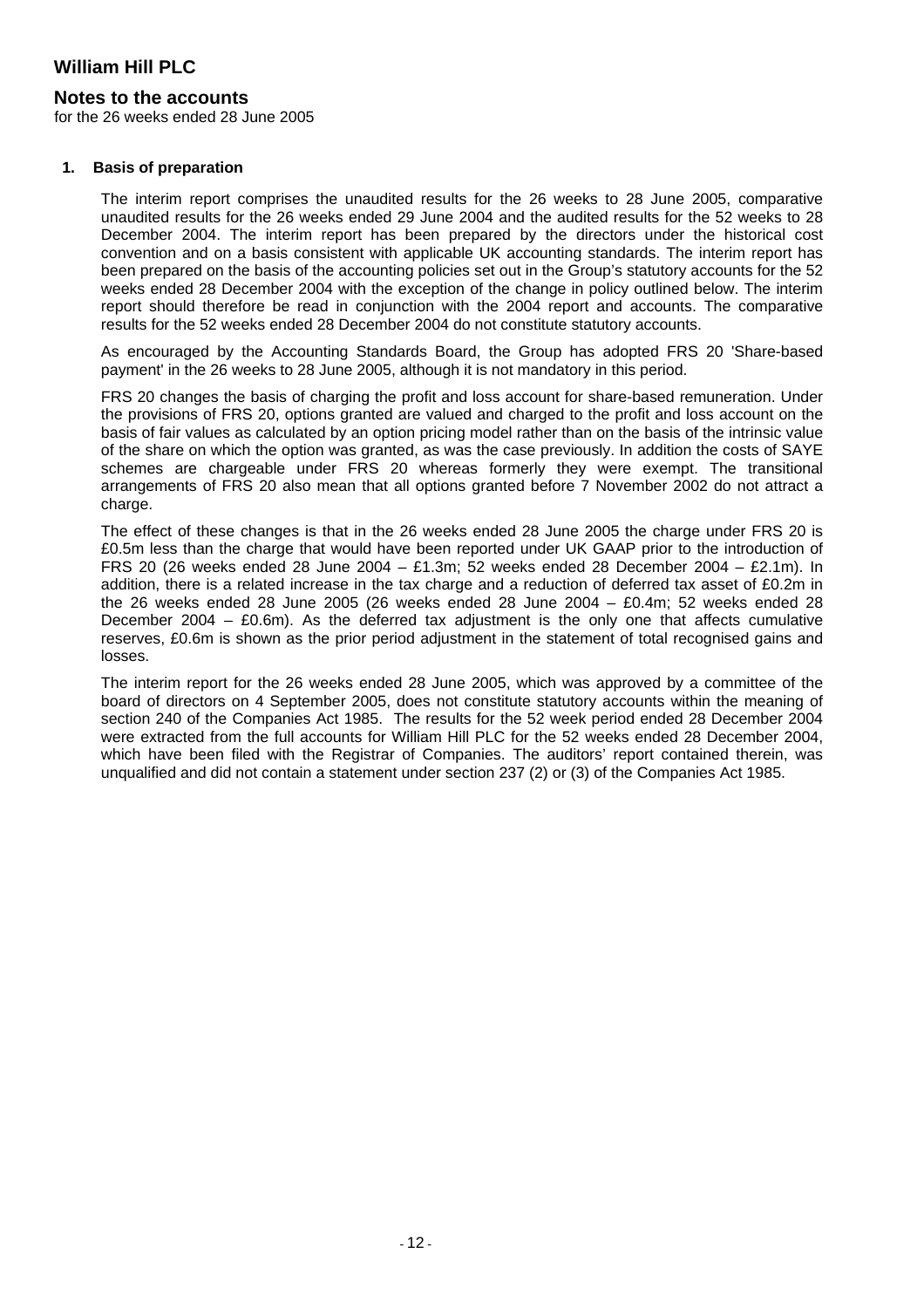# William Hill PLC

## Notes to the accounts

for the 26 weeks ended 28 June 2005

### 1. Basis of preparation

The interim report comprises the unaudited results for the 26 weeks to 28 June 2005, comparative unaudited results for the 26 weeks ended 29 June 2004 and the audited results for the 52 weeks to 28 December 2004. The interim report has been prepared by the directors under the historical cost convention and on a basis consistent with applicable UK accounting standards. The interim report has been prepared on the basis of the accounting policies set out in the Group's statutory accounts for the 52 weeks ended 28 December 2004 with the exception of the change in policy outlined below. The interim report should therefore be read in conjunction with the 2004 report and accounts. The comparative results for the 52 weeks ended 28 December 2004 do not constitute statutory accounts.

As encouraged by the Accounting Standards Board, the Group has adopted FRS 20 'Share-based payment' in the 26 weeks to 28 June 2005, although it is not mandatory in this period.

FRS 20 changes the basis of charging the profit and loss account for share-based remuneration. Under the provisions of FRS 20, options granted are valued and charged to the profit and loss account on the basis of fair values as calculated by an option pricing model rather than on the basis of the intrinsic value of the share on which the option was granted, as was the case previously. In addition the costs of SAYE schemes are chargeable under FRS 20 whereas formerly they were exempt. The transitional arrangements of FRS 20 also mean that all options granted before 7 November 2002 do not attract a charge.

The effect of these changes is that in the 26 weeks ended 28 June 2005 the charge under FRS 20 is £0.5m less than the charge that would have been reported under UK GAAP prior to the introduction of FRS 20 (26 weeks ended 28 June 2004 – £1.3m; 52 weeks ended 28 December 2004 – £2.1m). In addition, there is a related increase in the tax charge and a reduction of deferred tax asset of £0.2m in the 26 weeks ended 28 June 2005 (26 weeks ended 28 June 2004 – £0.4m; 52 weeks ended 28 December 2004 – £0.6m). As the deferred tax adjustment is the only one that affects cumulative reserves, £0.6m is shown as the prior period adjustment in the statement of total recognised gains and losses.

The interim report for the 26 weeks ended 28 June 2005, which was approved by a committee of the board of directors on 4 September 2005, does not constitute statutory accounts within the meaning of section 240 of the Companies Act 1985. The results for the 52 week period ended 28 December 2004 were extracted from the full accounts for William Hill PLC for the 52 weeks ended 28 December 2004, which have been filed with the Registrar of Companies. The auditors' report contained therein, was unqualified and did not contain a statement under section 237 (2) or (3) of the Companies Act 1985.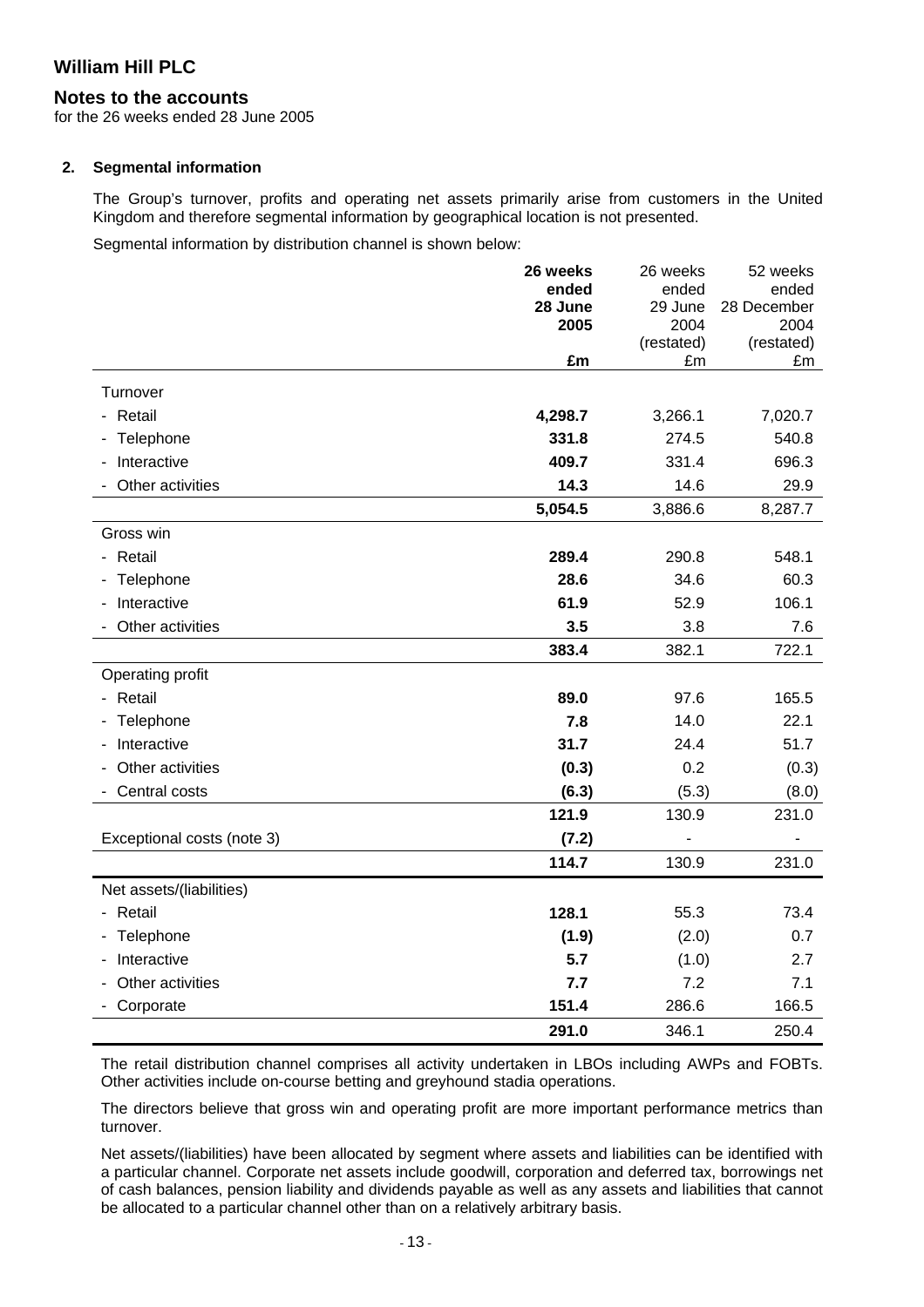# William Hill PLC

## Notes to the accounts

for the 26 weeks ended 28 June 2005

### 2. Segmental information

The Group's turnover, profits and operating net assets primarily arise from customers in the United Kingdom and therefore segmental information by geographical location is not presented.

Segmental information by distribution channel is shown below:

| | **26 weeks ended 28 June 2005 £m** | 26 weeks ended 29 June 2004 (restated) £m | 52 weeks ended 28 December 2004 (restated) £m |
|---|---|---|---|
| Turnover | | | |
| - Retail | **4,298.7** | 3,266.1 | 7,020.7 |
| - Telephone | **331.8** | 274.5 | 540.8 |
| - Interactive | **409.7** | 331.4 | 696.3 |
| - Other activities | **14.3** | 14.6 | 29.9 |
| | **5,054.5** | 3,886.6 | 8,287.7 |
| Gross win | | | |
| - Retail | **289.4** | 290.8 | 548.1 |
| - Telephone | **28.6** | 34.6 | 60.3 |
| - Interactive | **61.9** | 52.9 | 106.1 |
| - Other activities | **3.5** | 3.8 | 7.6 |
| | **383.4** | 382.1 | 722.1 |
| Operating profit | | | |
| - Retail | **89.0** | 97.6 | 165.5 |
| - Telephone | **7.8** | 14.0 | 22.1 |
| - Interactive | **31.7** | 24.4 | 51.7 |
| - Other activities | **(0.3)** | 0.2 | (0.3) |
| - Central costs | **(6.3)** | (5.3) | (8.0) |
| | **121.9** | 130.9 | 231.0 |
| Exceptional costs (note 3) | **(7.2)** | - | - |
| | **114.7** | 130.9 | 231.0 |
| Net assets/(liabilities) | | | |
| - Retail | **128.1** | 55.3 | 73.4 |
| - Telephone | **(1.9)** | (2.0) | 0.7 |
| - Interactive | **5.7** | (1.0) | 2.7 |
| - Other activities | **7.7** | 7.2 | 7.1 |
| - Corporate | **151.4** | 286.6 | 166.5 |
| | **291.0** | 346.1 | 250.4 |

The retail distribution channel comprises all activity undertaken in LBOs including AWPs and FOBTs. Other activities include on-course betting and greyhound stadia operations.

The directors believe that gross win and operating profit are more important performance metrics than turnover.

Net assets/(liabilities) have been allocated by segment where assets and liabilities can be identified with a particular channel. Corporate net assets include goodwill, corporation and deferred tax, borrowings net of cash balances, pension liability and dividends payable as well as any assets and liabilities that cannot be allocated to a particular channel other than on a relatively arbitrary basis.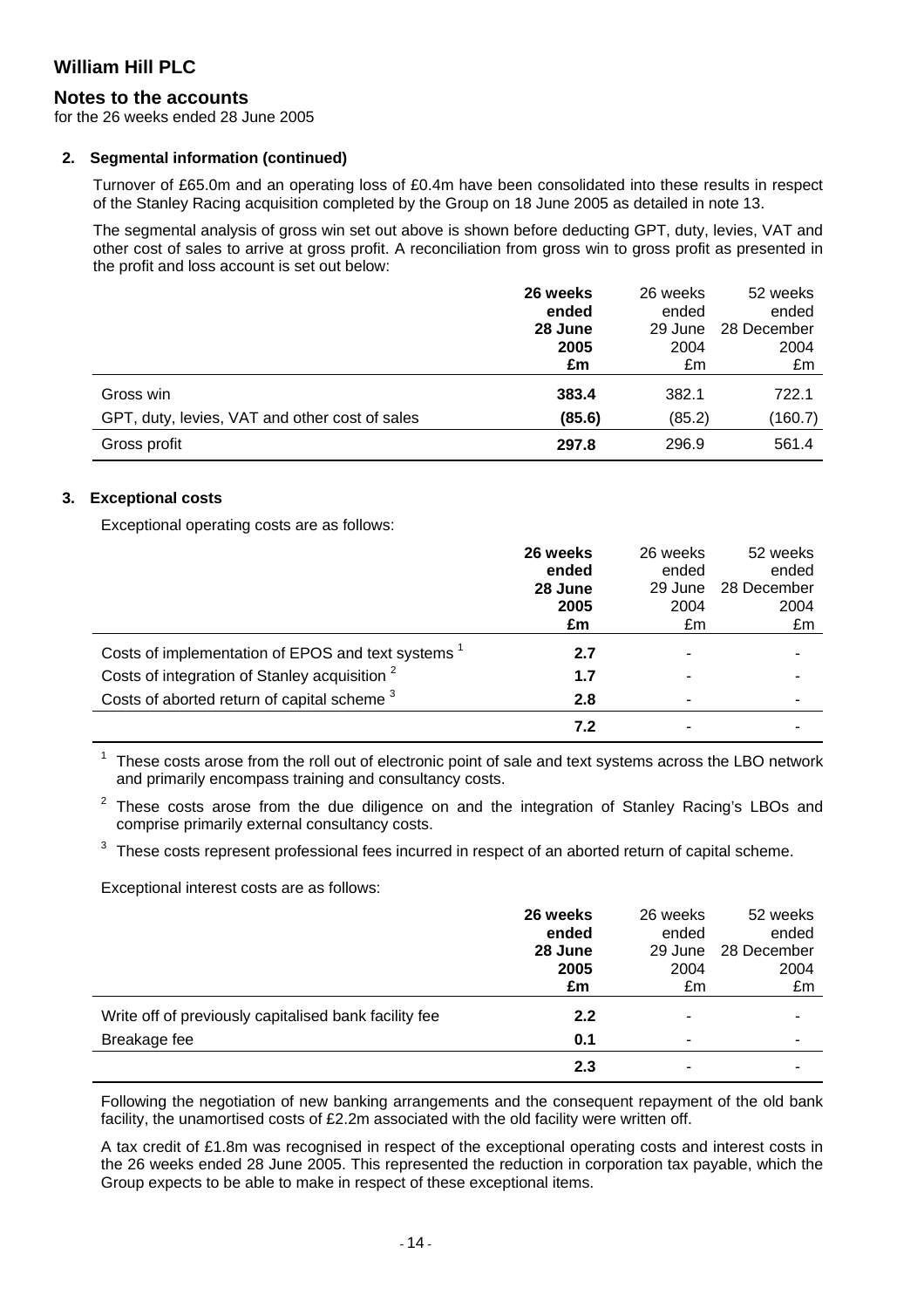# William Hill PLC

## Notes to the accounts

for the 26 weeks ended 28 June 2005

### 2. Segmental information (continued)

Turnover of £65.0m and an operating loss of £0.4m have been consolidated into these results in respect of the Stanley Racing acquisition completed by the Group on 18 June 2005 as detailed in note 13.

The segmental analysis of gross win set out above is shown before deducting GPT, duty, levies, VAT and other cost of sales to arrive at gross profit. A reconciliation from gross win to gross profit as presented in the profit and loss account is set out below:

| | **26 weeks ended 28 June 2005 £m** | 26 weeks ended 29 June 2004 £m | 52 weeks ended 28 December 2004 £m |
|---|---|---|---|
| Gross win | **383.4** | 382.1 | 722.1 |
| GPT, duty, levies, VAT and other cost of sales | **(85.6)** | (85.2) | (160.7) |
| Gross profit | **297.8** | 296.9 | 561.4 |

### 3. Exceptional costs

Exceptional operating costs are as follows:

| | **26 weeks ended 28 June 2005 £m** | 26 weeks ended 29 June 2004 £m | 52 weeks ended 28 December 2004 £m |
|---|---|---|---|
| Costs of implementation of EPOS and text systems [1] | **2.7** | - | - |
| Costs of integration of Stanley acquisition [2] | **1.7** | - | - |
| Costs of aborted return of capital scheme [3] | **2.8** | - | - |
| | **7.2** | - | - |

[1] These costs arose from the roll out of electronic point of sale and text systems across the LBO network and primarily encompass training and consultancy costs.

[2] These costs arose from the due diligence on and the integration of Stanley Racing's LBOs and comprise primarily external consultancy costs.

[3] These costs represent professional fees incurred in respect of an aborted return of capital scheme.

Exceptional interest costs are as follows:

| | **26 weeks ended 28 June 2005 £m** | 26 weeks ended 29 June 2004 £m | 52 weeks ended 28 December 2004 £m |
|---|---|---|---|
| Write off of previously capitalised bank facility fee | **2.2** | - | - |
| Breakage fee | **0.1** | - | - |
| | **2.3** | - | - |

Following the negotiation of new banking arrangements and the consequent repayment of the old bank facility, the unamortised costs of £2.2m associated with the old facility were written off.

A tax credit of £1.8m was recognised in respect of the exceptional operating costs and interest costs in the 26 weeks ended 28 June 2005. This represented the reduction in corporation tax payable, which the Group expects to be able to make in respect of these exceptional items.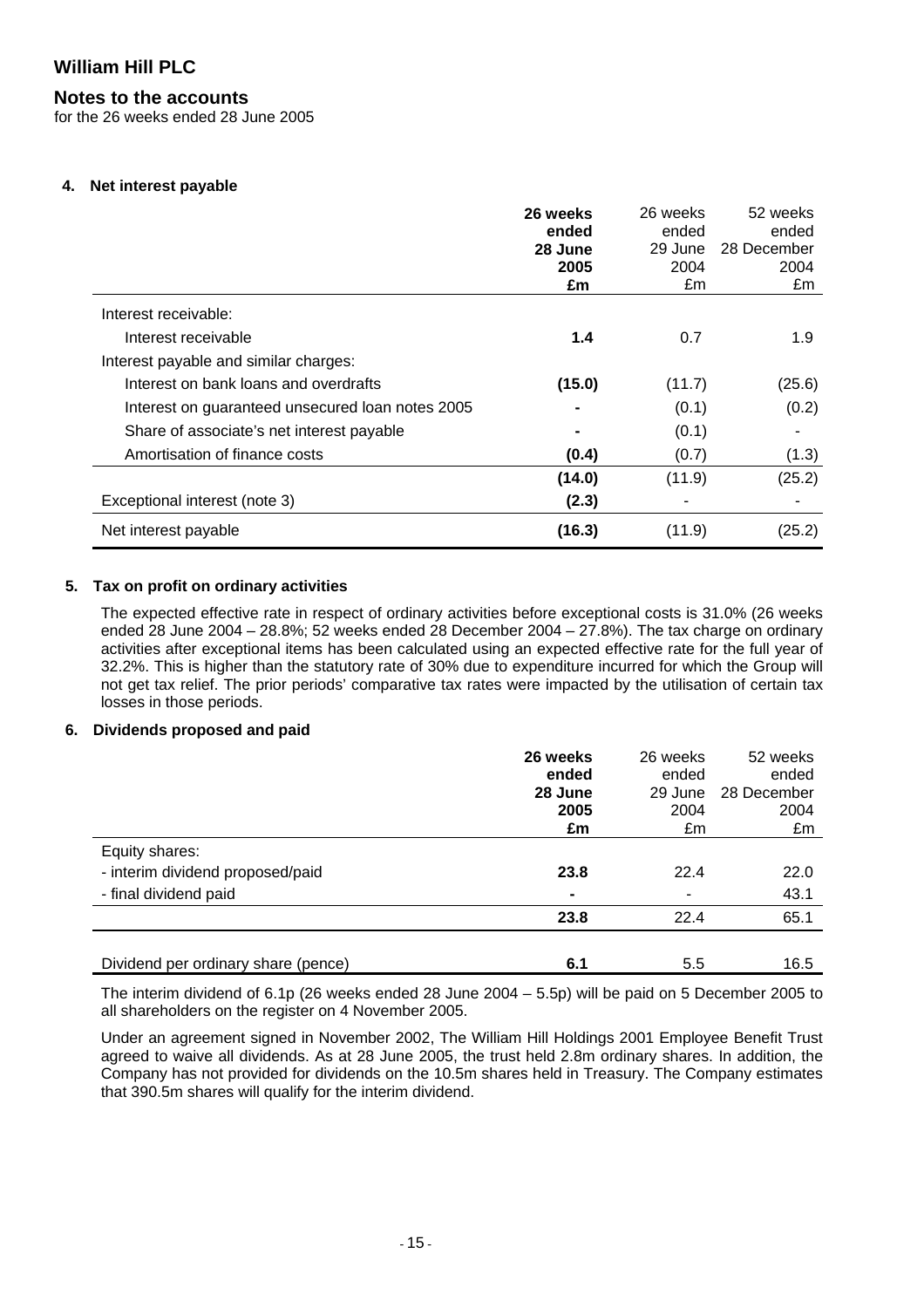# William Hill PLC

## Notes to the accounts

for the 26 weeks ended 28 June 2005

### 4. Net interest payable

| | **26 weeks ended 28 June 2005 £m** | 26 weeks ended 29 June 2004 £m | 52 weeks ended 28 December 2004 £m |
|---|---|---|---|
| Interest receivable: | | | |
| Interest receivable | **1.4** | 0.7 | 1.9 |
| Interest payable and similar charges: | | | |
| Interest on bank loans and overdrafts | **(15.0)** | (11.7) | (25.6) |
| Interest on guaranteed unsecured loan notes 2005 | **-** | (0.1) | (0.2) |
| Share of associate's net interest payable | **-** | (0.1) | - |
| Amortisation of finance costs | **(0.4)** | (0.7) | (1.3) |
| | **(14.0)** | (11.9) | (25.2) |
| Exceptional interest (note 3) | **(2.3)** | - | - |
| Net interest payable | **(16.3)** | (11.9) | (25.2) |

### 5. Tax on profit on ordinary activities

The expected effective rate in respect of ordinary activities before exceptional costs is 31.0% (26 weeks ended 28 June 2004 – 28.8%; 52 weeks ended 28 December 2004 – 27.8%). The tax charge on ordinary activities after exceptional items has been calculated using an expected effective rate for the full year of 32.2%. This is higher than the statutory rate of 30% due to expenditure incurred for which the Group will not get tax relief. The prior periods' comparative tax rates were impacted by the utilisation of certain tax losses in those periods.

### 6. Dividends proposed and paid

| | **26 weeks ended 28 June 2005 £m** | 26 weeks ended 29 June 2004 £m | 52 weeks ended 28 December 2004 £m |
|---|---|---|---|
| Equity shares: | | | |
| - interim dividend proposed/paid | **23.8** | 22.4 | 22.0 |
| - final dividend paid | **-** | - | 43.1 |
| | **23.8** | 22.4 | 65.1 |
| Dividend per ordinary share (pence) | **6.1** | 5.5 | 16.5 |

The interim dividend of 6.1p (26 weeks ended 28 June 2004 – 5.5p) will be paid on 5 December 2005 to all shareholders on the register on 4 November 2005.

Under an agreement signed in November 2002, The William Hill Holdings 2001 Employee Benefit Trust agreed to waive all dividends. As at 28 June 2005, the trust held 2.8m ordinary shares. In addition, the Company has not provided for dividends on the 10.5m shares held in Treasury. The Company estimates that 390.5m shares will qualify for the interim dividend.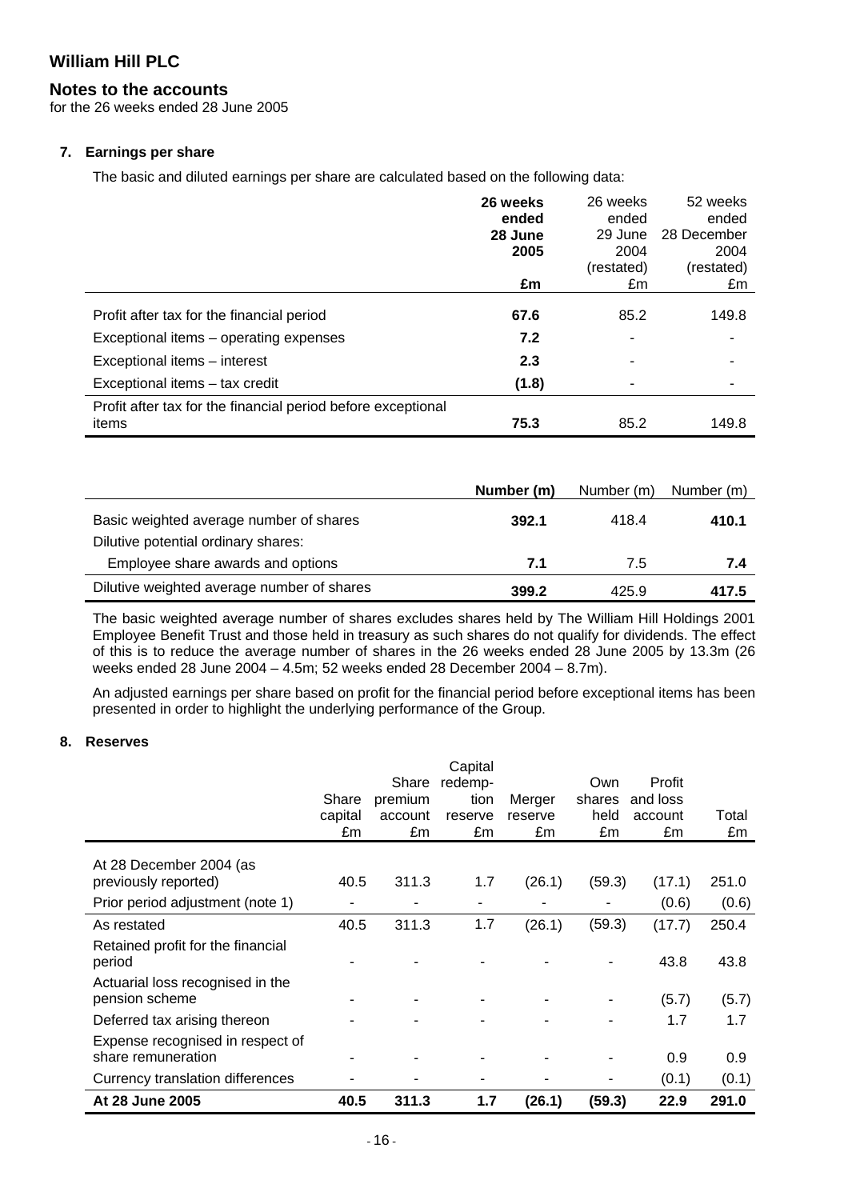# William Hill PLC

## Notes to the accounts

for the 26 weeks ended 28 June 2005

### 7. Earnings per share

The basic and diluted earnings per share are calculated based on the following data:

| | **26 weeks ended 28 June 2005** | 26 weeks ended 29 June 2004 (restated) | 52 weeks ended 28 December 2004 (restated) |
|---|---|---|---|
| | **£m** | £m | £m |
| Profit after tax for the financial period | **67.6** | 85.2 | 149.8 |
| Exceptional items – operating expenses | **7.2** | - | - |
| Exceptional items – interest | **2.3** | - | - |
| Exceptional items – tax credit | **(1.8)** | - | - |
| Profit after tax for the financial period before exceptional items | **75.3** | 85.2 | 149.8 |

| | **Number (m)** | Number (m) | Number (m) |
|---|---|---|---|
| Basic weighted average number of shares | **392.1** | 418.4 | **410.1** |
| Dilutive potential ordinary shares: | | | |
| Employee share awards and options | **7.1** | 7.5 | **7.4** |
| Dilutive weighted average number of shares | **399.2** | 425.9 | **417.5** |

The basic weighted average number of shares excludes shares held by The William Hill Holdings 2001 Employee Benefit Trust and those held in treasury as such shares do not qualify for dividends. The effect of this is to reduce the average number of shares in the 26 weeks ended 28 June 2005 by 13.3m (26 weeks ended 28 June 2004 – 4.5m; 52 weeks ended 28 December 2004 – 8.7m).

An adjusted earnings per share based on profit for the financial period before exceptional items has been presented in order to highlight the underlying performance of the Group.

### 8. Reserves

| | Share capital £m | Share premium account £m | Capital redemption reserve £m | Merger reserve £m | Own shares held £m | Profit and loss account £m | Total £m |
|---|---|---|---|---|---|---|---|
| At 28 December 2004 (as previously reported) | 40.5 | 311.3 | 1.7 | (26.1) | (59.3) | (17.1) | 251.0 |
| Prior period adjustment (note 1) | - | - | - | - | - | (0.6) | (0.6) |
| As restated | 40.5 | 311.3 | 1.7 | (26.1) | (59.3) | (17.7) | 250.4 |
| Retained profit for the financial period | - | - | - | - | - | 43.8 | 43.8 |
| Actuarial loss recognised in the pension scheme | - | - | - | - | - | (5.7) | (5.7) |
| Deferred tax arising thereon | - | - | - | - | - | 1.7 | 1.7 |
| Expense recognised in respect of share remuneration | - | - | - | - | - | 0.9 | 0.9 |
| Currency translation differences | - | - | - | - | - | (0.1) | (0.1) |
| **At 28 June 2005** | **40.5** | **311.3** | **1.7** | **(26.1)** | **(59.3)** | **22.9** | **291.0** |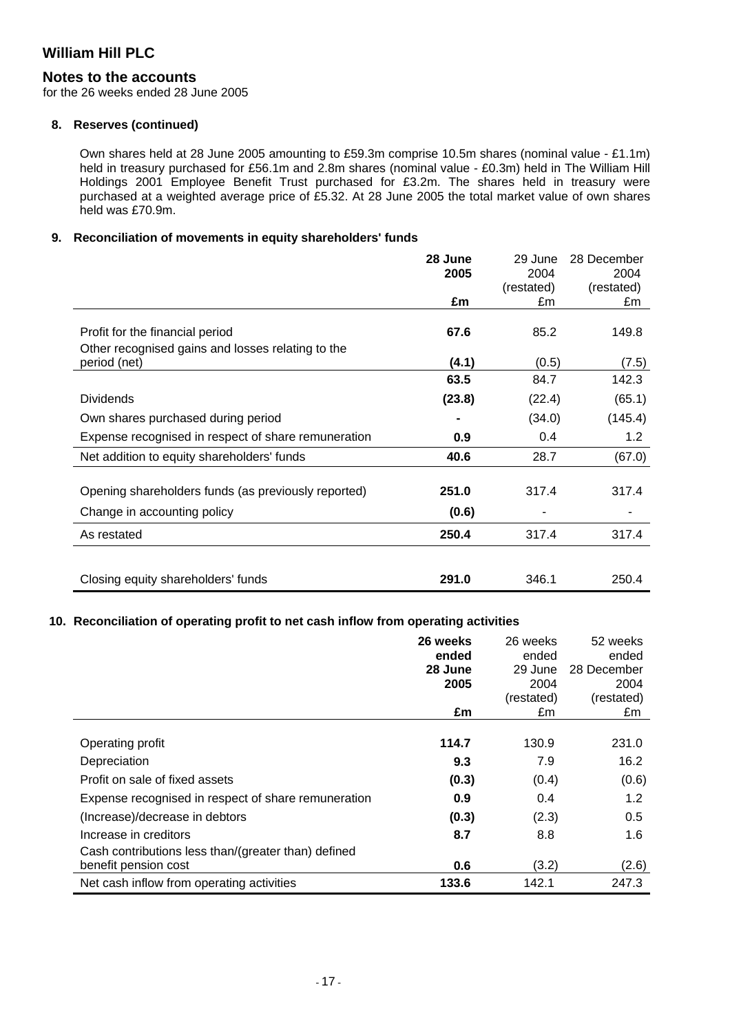# William Hill PLC

## Notes to the accounts

for the 26 weeks ended 28 June 2005

### 8. Reserves (continued)

Own shares held at 28 June 2005 amounting to £59.3m comprise 10.5m shares (nominal value - £1.1m) held in treasury purchased for £56.1m and 2.8m shares (nominal value - £0.3m) held in The William Hill Holdings 2001 Employee Benefit Trust purchased for £3.2m. The shares held in treasury were purchased at a weighted average price of £5.32. At 28 June 2005 the total market value of own shares held was £70.9m.

### 9. Reconciliation of movements in equity shareholders' funds

| | **28 June 2005 £m** | 29 June 2004 (restated) £m | 28 December 2004 (restated) £m |
|---|---|---|---|
| Profit for the financial period | **67.6** | 85.2 | 149.8 |
| Other recognised gains and losses relating to the period (net) | **(4.1)** | (0.5) | (7.5) |
| | **63.5** | 84.7 | 142.3 |
| Dividends | **(23.8)** | (22.4) | (65.1) |
| Own shares purchased during period | **-** | (34.0) | (145.4) |
| Expense recognised in respect of share remuneration | **0.9** | 0.4 | 1.2 |
| Net addition to equity shareholders' funds | **40.6** | 28.7 | (67.0) |
| Opening shareholders funds (as previously reported) | **251.0** | 317.4 | 317.4 |
| Change in accounting policy | **(0.6)** | - | - |
| As restated | **250.4** | 317.4 | 317.4 |
| Closing equity shareholders' funds | **291.0** | 346.1 | 250.4 |

### 10. Reconciliation of operating profit to net cash inflow from operating activities

| | **26 weeks ended 28 June 2005 £m** | 26 weeks ended 29 June 2004 (restated) £m | 52 weeks ended 28 December 2004 (restated) £m |
|---|---|---|---|
| Operating profit | **114.7** | 130.9 | 231.0 |
| Depreciation | **9.3** | 7.9 | 16.2 |
| Profit on sale of fixed assets | **(0.3)** | (0.4) | (0.6) |
| Expense recognised in respect of share remuneration | **0.9** | 0.4 | 1.2 |
| (Increase)/decrease in debtors | **(0.3)** | (2.3) | 0.5 |
| Increase in creditors | **8.7** | 8.8 | 1.6 |
| Cash contributions less than/(greater than) defined benefit pension cost | **0.6** | (3.2) | (2.6) |
| Net cash inflow from operating activities | **133.6** | 142.1 | 247.3 |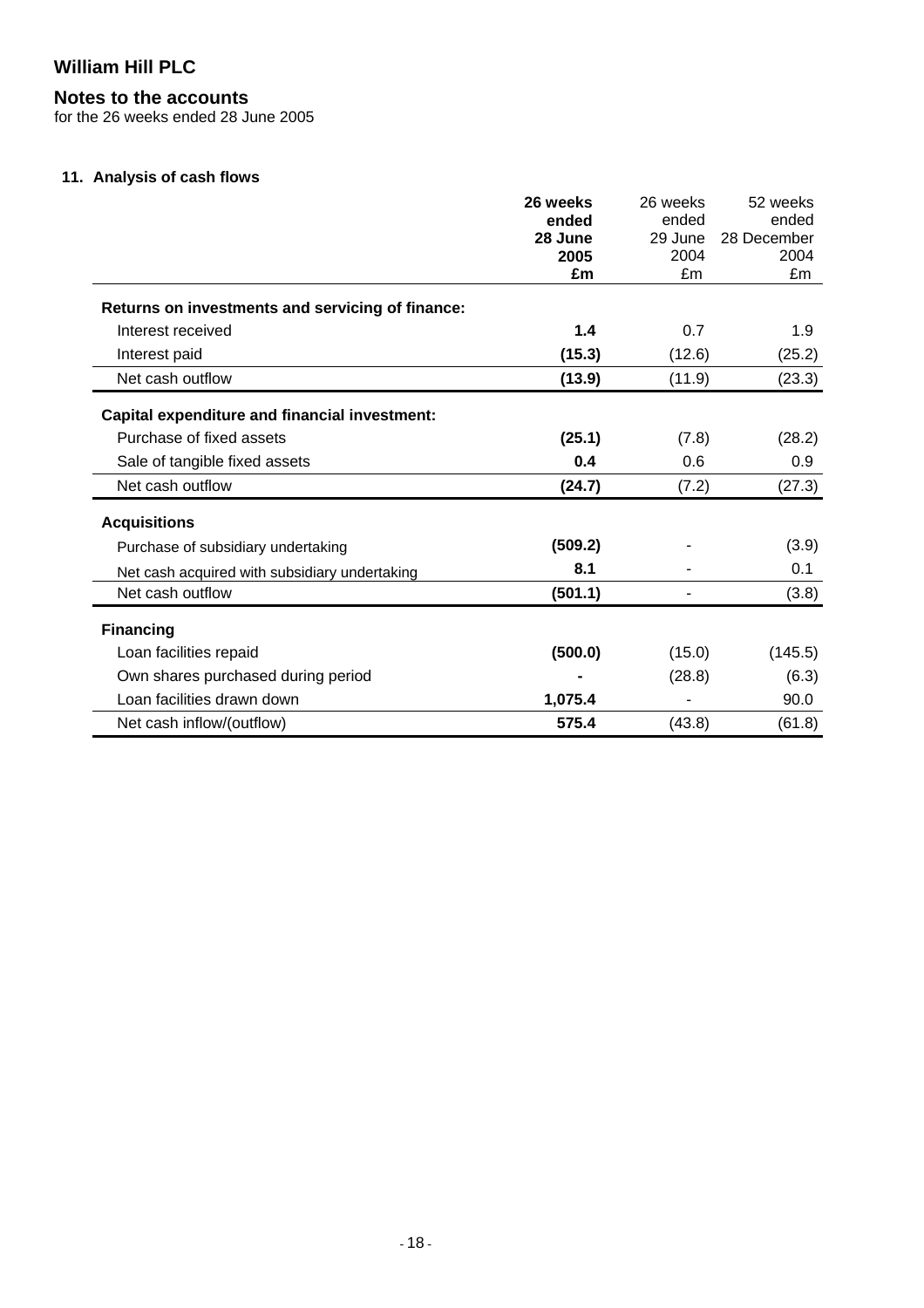# William Hill PLC

## Notes to the accounts

for the 26 weeks ended 28 June 2005

### 11. Analysis of cash flows

| | **26 weeks ended 28 June 2005 £m** | 26 weeks ended 29 June 2004 £m | 52 weeks ended 28 December 2004 £m |
|---|---|---|---|
| **Returns on investments and servicing of finance:** | | | |
| Interest received | **1.4** | 0.7 | 1.9 |
| Interest paid | **(15.3)** | (12.6) | (25.2) |
| Net cash outflow | **(13.9)** | (11.9) | (23.3) |
| **Capital expenditure and financial investment:** | | | |
| Purchase of fixed assets | **(25.1)** | (7.8) | (28.2) |
| Sale of tangible fixed assets | **0.4** | 0.6 | 0.9 |
| Net cash outflow | **(24.7)** | (7.2) | (27.3) |
| **Acquisitions** | | | |
| Purchase of subsidiary undertaking | **(509.2)** | - | (3.9) |
| Net cash acquired with subsidiary undertaking | **8.1** | - | 0.1 |
| Net cash outflow | **(501.1)** | - | (3.8) |
| **Financing** | | | |
| Loan facilities repaid | **(500.0)** | (15.0) | (145.5) |
| Own shares purchased during period | **-** | (28.8) | (6.3) |
| Loan facilities drawn down | **1,075.4** | - | 90.0 |
| Net cash inflow/(outflow) | **575.4** | (43.8) | (61.8) |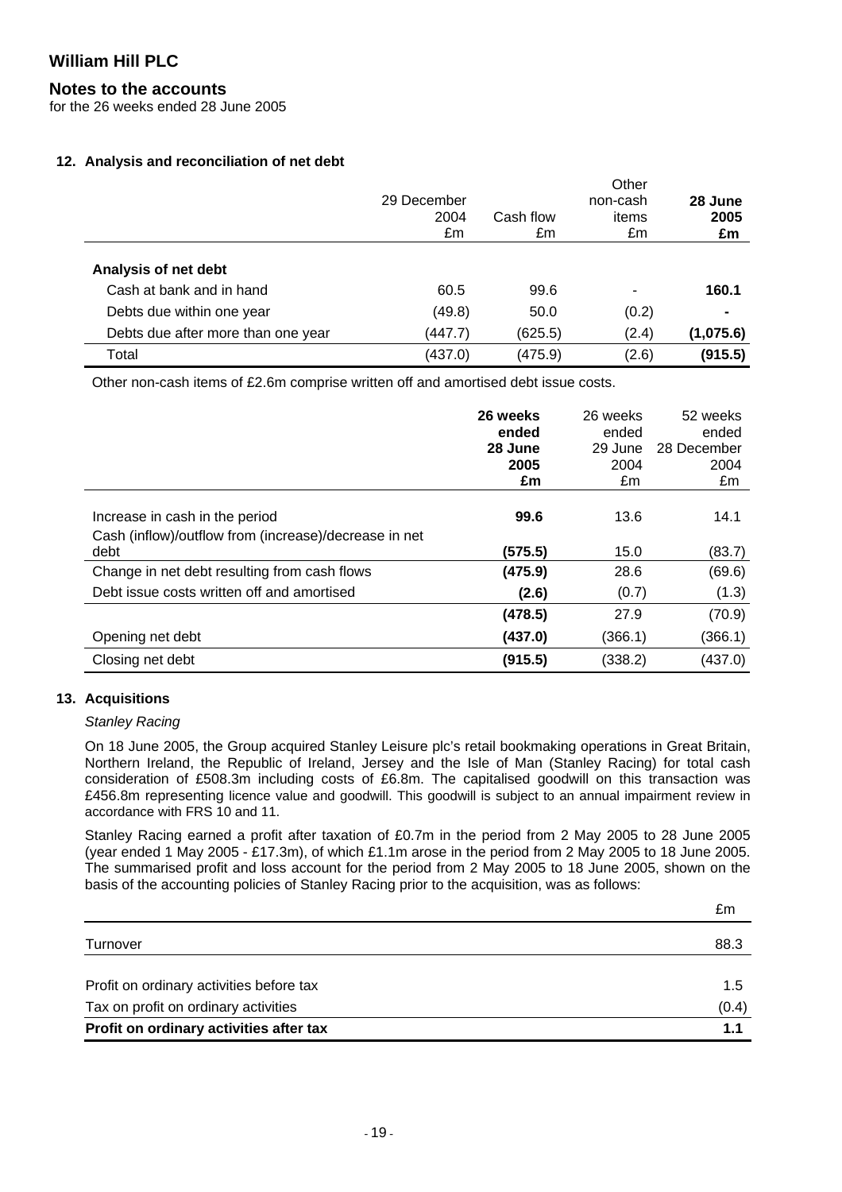# William Hill PLC

## Notes to the accounts

for the 26 weeks ended 28 June 2005

### 12. Analysis and reconciliation of net debt

| | 29 December 2004 £m | Cash flow £m | Other non-cash items £m | **28 June 2005 £m** |
|---|---|---|---|---|
| **Analysis of net debt** | | | | |
| Cash at bank and in hand | 60.5 | 99.6 | - | **160.1** |
| Debts due within one year | (49.8) | 50.0 | (0.2) | **-** |
| Debts due after more than one year | (447.7) | (625.5) | (2.4) | **(1,075.6)** |
| Total | (437.0) | (475.9) | (2.6) | **(915.5)** |

Other non-cash items of £2.6m comprise written off and amortised debt issue costs.

| | **26 weeks ended 28 June 2005 £m** | 26 weeks ended 29 June 2004 £m | 52 weeks ended 28 December 2004 £m |
|---|---|---|---|
| Increase in cash in the period | **99.6** | 13.6 | 14.1 |
| Cash (inflow)/outflow from (increase)/decrease in net debt | **(575.5)** | 15.0 | (83.7) |
| Change in net debt resulting from cash flows | **(475.9)** | 28.6 | (69.6) |
| Debt issue costs written off and amortised | **(2.6)** | (0.7) | (1.3) |
| | **(478.5)** | 27.9 | (70.9) |
| Opening net debt | **(437.0)** | (366.1) | (366.1) |
| Closing net debt | **(915.5)** | (338.2) | (437.0) |

### 13. Acquisitions

*Stanley Racing*

On 18 June 2005, the Group acquired Stanley Leisure plc's retail bookmaking operations in Great Britain, Northern Ireland, the Republic of Ireland, Jersey and the Isle of Man (Stanley Racing) for total cash consideration of £508.3m including costs of £6.8m. The capitalised goodwill on this transaction was £456.8m representing licence value and goodwill. This goodwill is subject to an annual impairment review in accordance with FRS 10 and 11.

Stanley Racing earned a profit after taxation of £0.7m in the period from 2 May 2005 to 28 June 2005 (year ended 1 May 2005 - £17.3m), of which £1.1m arose in the period from 2 May 2005 to 18 June 2005. The summarised profit and loss account for the period from 2 May 2005 to 18 June 2005, shown on the basis of the accounting policies of Stanley Racing prior to the acquisition, was as follows:

| | £m |
|---|---|
| Turnover | 88.3 |
| Profit on ordinary activities before tax | 1.5 |
| Tax on profit on ordinary activities | (0.4) |
| **Profit on ordinary activities after tax** | **1.1** |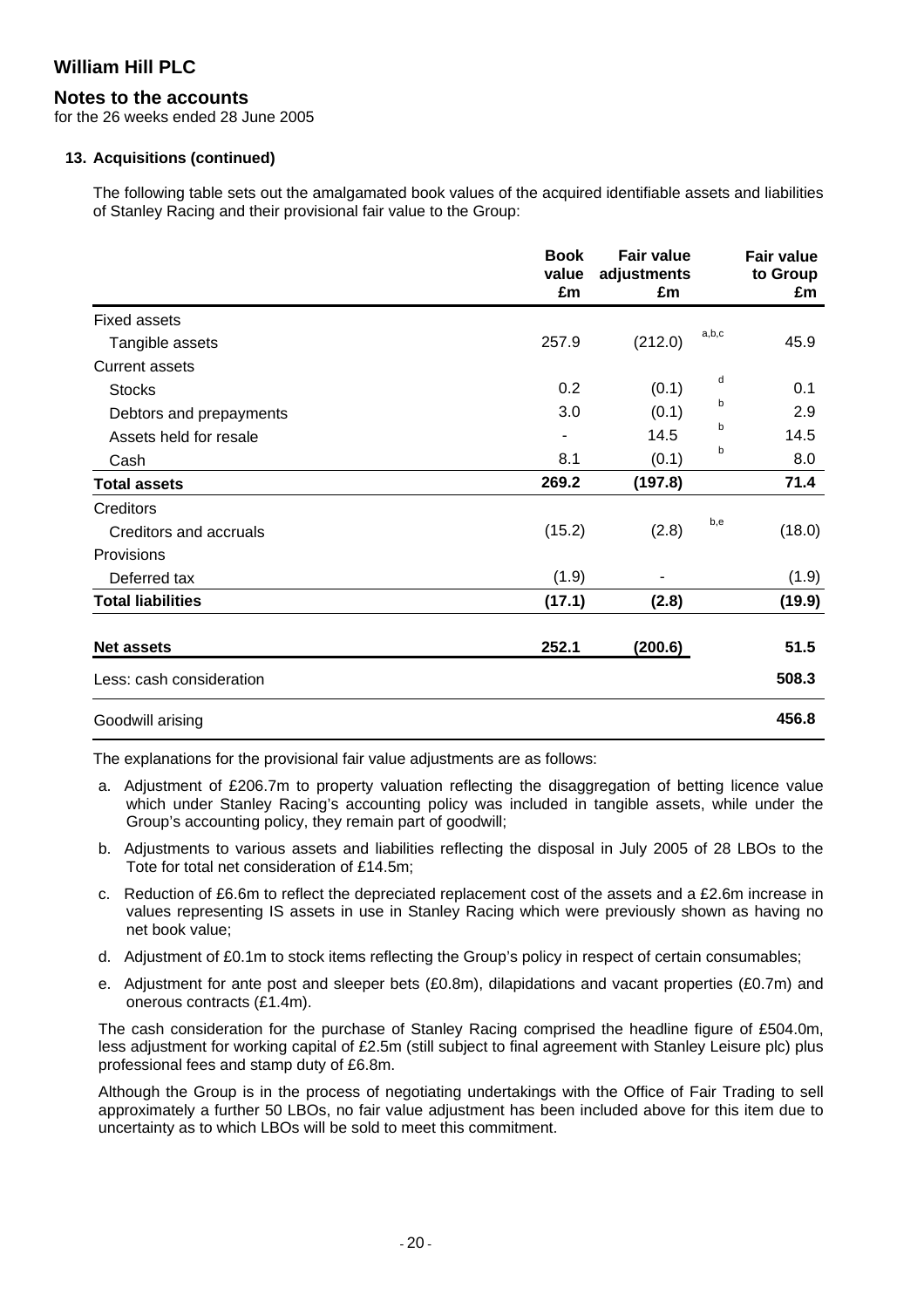## William Hill PLC

### Notes to the accounts

for the 26 weeks ended 28 June 2005

#### 13. Acquisitions (continued)

The following table sets out the amalgamated book values of the acquired identifiable assets and liabilities of Stanley Racing and their provisional fair value to the Group:

| | Book value £m | Fair value adjustments £m | | Fair value to Group £m |
|---|---|---|---|---|
| Fixed assets | | | | |
| Tangible assets | 257.9 | (212.0) | a,b,c | 45.9 |
| Current assets | | | | |
| Stocks | 0.2 | (0.1) | d | 0.1 |
| Debtors and prepayments | 3.0 | (0.1) | b | 2.9 |
| Assets held for resale | - | 14.5 | b | 14.5 |
| Cash | 8.1 | (0.1) | b | 8.0 |
| **Total assets** | **269.2** | **(197.8)** | | **71.4** |
| Creditors | | | | |
| Creditors and accruals | (15.2) | (2.8) | b,e | (18.0) |
| Provisions | | | | |
| Deferred tax | (1.9) | - | | (1.9) |
| **Total liabilities** | **(17.1)** | **(2.8)** | | **(19.9)** |
| **Net assets** | **252.1** | **(200.6)** | | **51.5** |
| Less: cash consideration | | | | **508.3** |
| Goodwill arising | | | | **456.8** |

The explanations for the provisional fair value adjustments are as follows:

a. Adjustment of £206.7m to property valuation reflecting the disaggregation of betting licence value which under Stanley Racing's accounting policy was included in tangible assets, while under the Group's accounting policy, they remain part of goodwill;

b. Adjustments to various assets and liabilities reflecting the disposal in July 2005 of 28 LBOs to the Tote for total net consideration of £14.5m;

c. Reduction of £6.6m to reflect the depreciated replacement cost of the assets and a £2.6m increase in values representing IS assets in use in Stanley Racing which were previously shown as having no net book value;

d. Adjustment of £0.1m to stock items reflecting the Group's policy in respect of certain consumables;

e. Adjustment for ante post and sleeper bets (£0.8m), dilapidations and vacant properties (£0.7m) and onerous contracts (£1.4m).

The cash consideration for the purchase of Stanley Racing comprised the headline figure of £504.0m, less adjustment for working capital of £2.5m (still subject to final agreement with Stanley Leisure plc) plus professional fees and stamp duty of £6.8m.

Although the Group is in the process of negotiating undertakings with the Office of Fair Trading to sell approximately a further 50 LBOs, no fair value adjustment has been included above for this item due to uncertainty as to which LBOs will be sold to meet this commitment.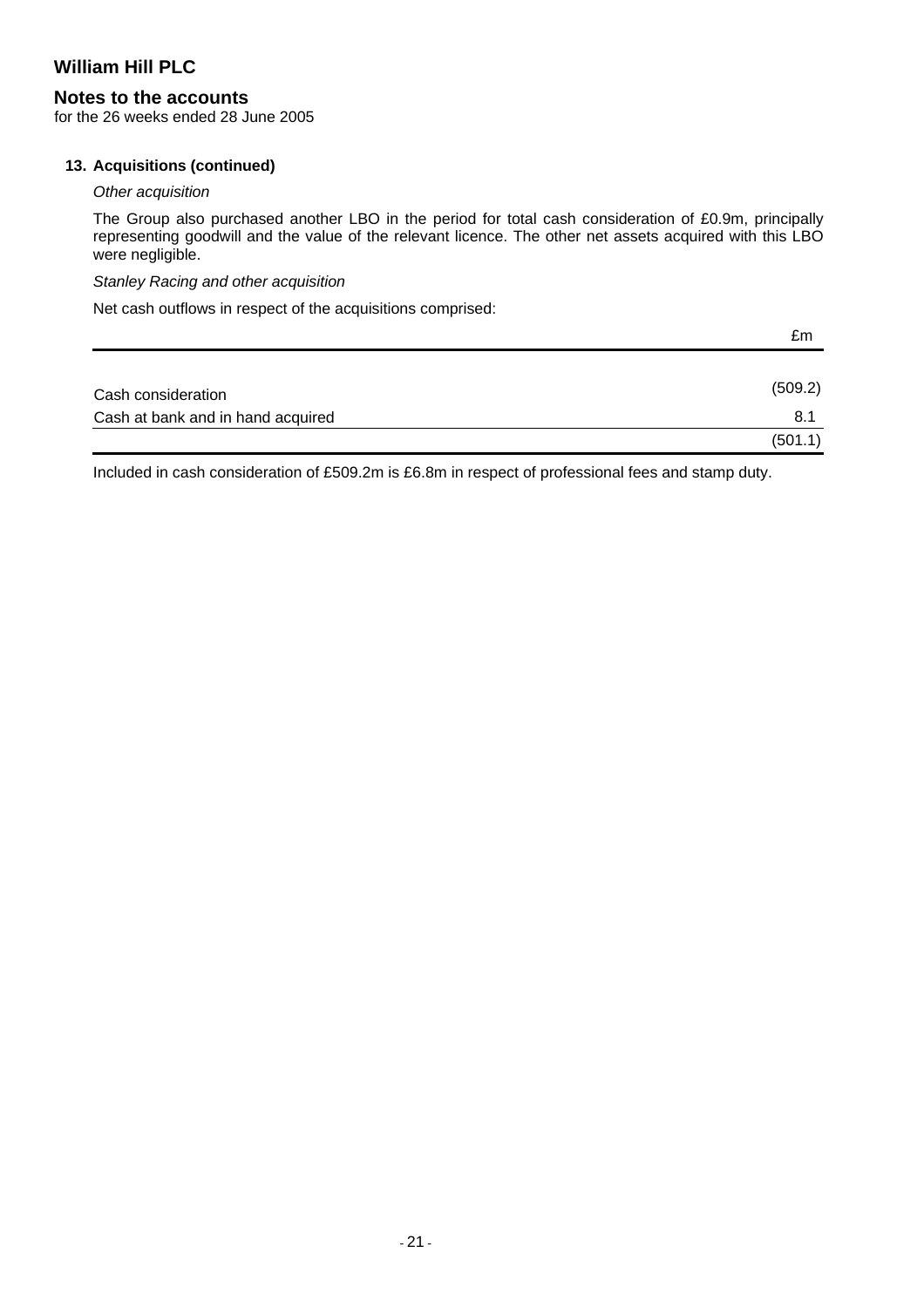# William Hill PLC

## Notes to the accounts

for the 26 weeks ended 28 June 2005

### 13. Acquisitions (continued)

*Other acquisition*

The Group also purchased another LBO in the period for total cash consideration of £0.9m, principally representing goodwill and the value of the relevant licence. The other net assets acquired with this LBO were negligible.

*Stanley Racing and other acquisition*

Net cash outflows in respect of the acquisitions comprised:

| | £m |
|---|---|
| Cash consideration | (509.2) |
| Cash at bank and in hand acquired | 8.1 |
| | (501.1) |

Included in cash consideration of £509.2m is £6.8m in respect of professional fees and stamp duty.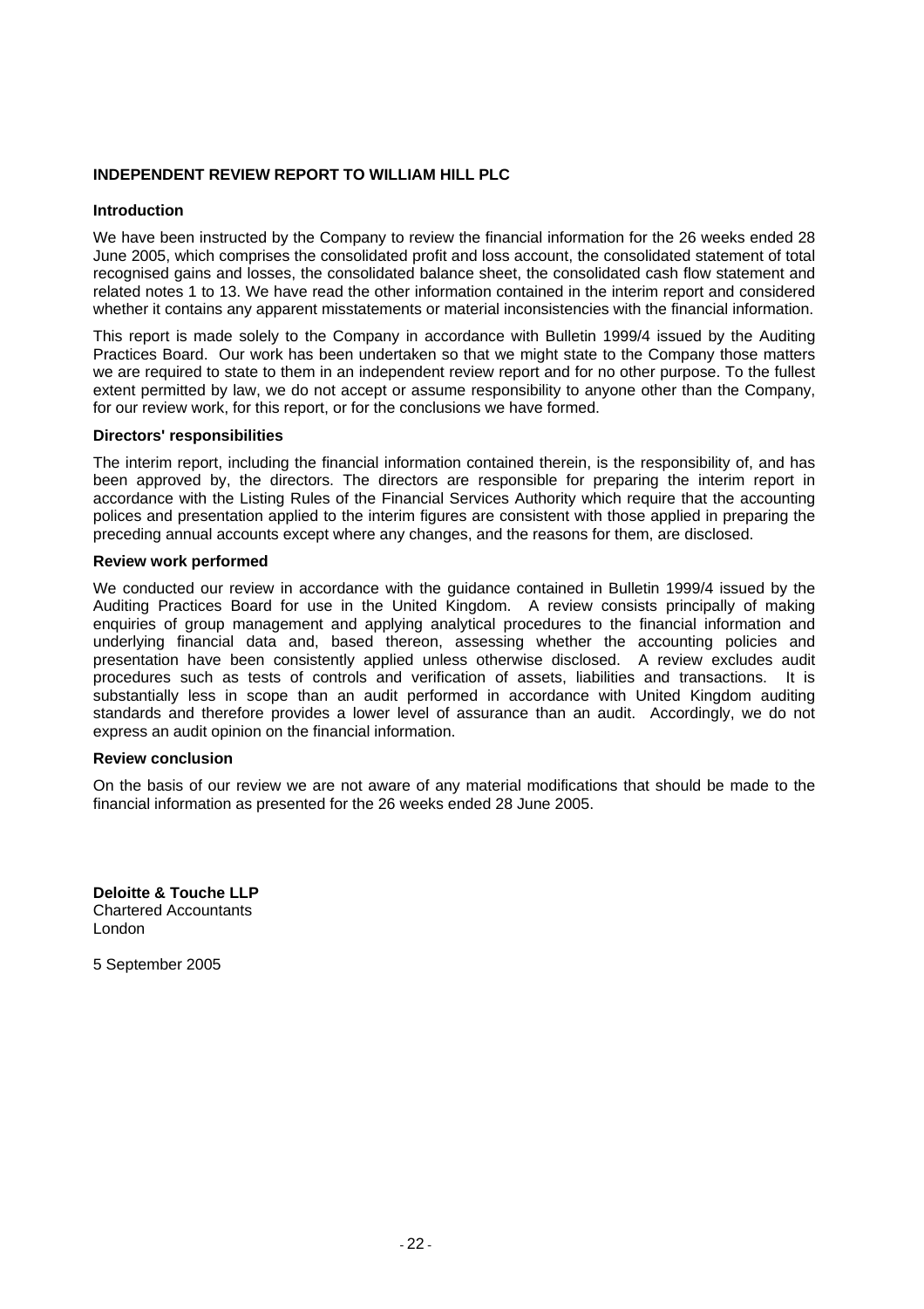# INDEPENDENT REVIEW REPORT TO WILLIAM HILL PLC

## Introduction

We have been instructed by the Company to review the financial information for the 26 weeks ended 28 June 2005, which comprises the consolidated profit and loss account, the consolidated statement of total recognised gains and losses, the consolidated balance sheet, the consolidated cash flow statement and related notes 1 to 13. We have read the other information contained in the interim report and considered whether it contains any apparent misstatements or material inconsistencies with the financial information.

This report is made solely to the Company in accordance with Bulletin 1999/4 issued by the Auditing Practices Board. Our work has been undertaken so that we might state to the Company those matters we are required to state to them in an independent review report and for no other purpose. To the fullest extent permitted by law, we do not accept or assume responsibility to anyone other than the Company, for our review work, for this report, or for the conclusions we have formed.

## Directors' responsibilities

The interim report, including the financial information contained therein, is the responsibility of, and has been approved by, the directors. The directors are responsible for preparing the interim report in accordance with the Listing Rules of the Financial Services Authority which require that the accounting polices and presentation applied to the interim figures are consistent with those applied in preparing the preceding annual accounts except where any changes, and the reasons for them, are disclosed.

## Review work performed

We conducted our review in accordance with the guidance contained in Bulletin 1999/4 issued by the Auditing Practices Board for use in the United Kingdom. A review consists principally of making enquiries of group management and applying analytical procedures to the financial information and underlying financial data and, based thereon, assessing whether the accounting policies and presentation have been consistently applied unless otherwise disclosed. A review excludes audit procedures such as tests of controls and verification of assets, liabilities and transactions. It is substantially less in scope than an audit performed in accordance with United Kingdom auditing standards and therefore provides a lower level of assurance than an audit. Accordingly, we do not express an audit opinion on the financial information.

## Review conclusion

On the basis of our review we are not aware of any material modifications that should be made to the financial information as presented for the 26 weeks ended 28 June 2005.

**Deloitte & Touche LLP**
Chartered Accountants
London

5 September 2005